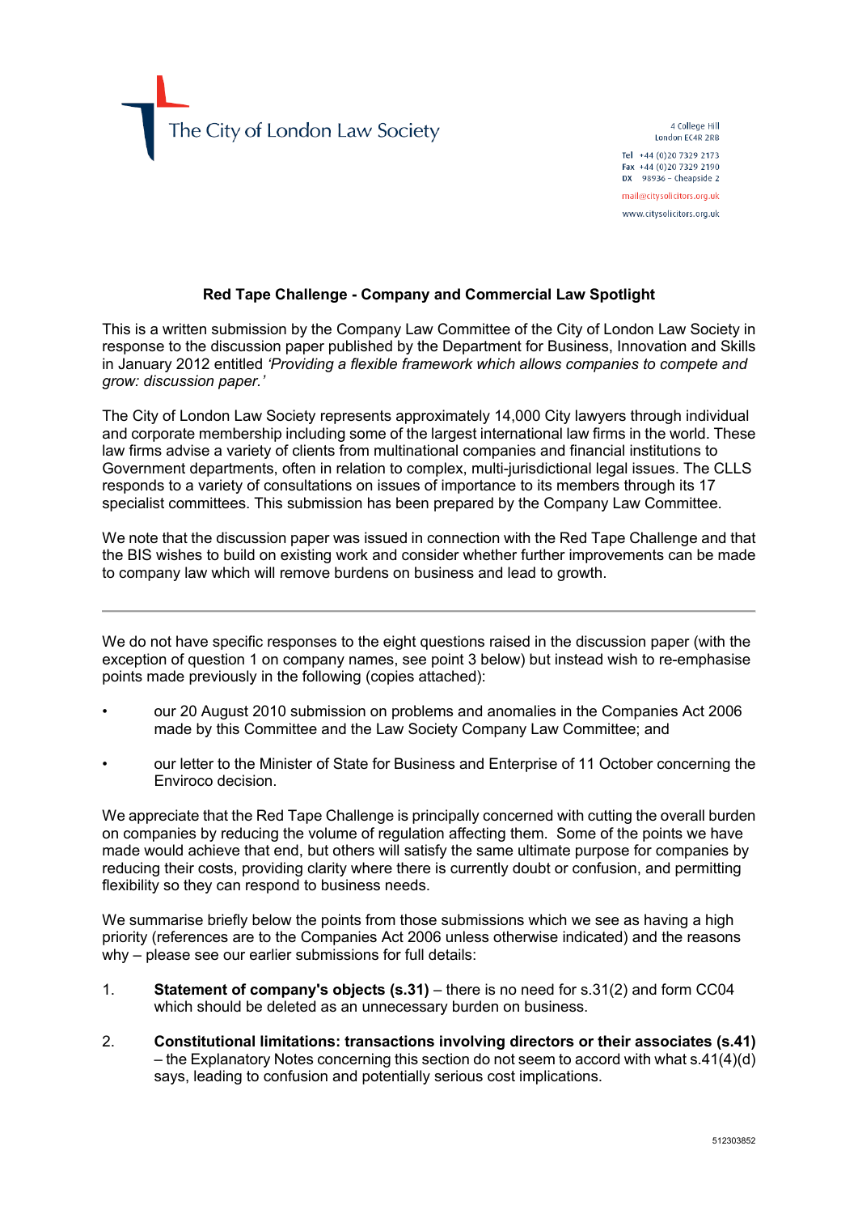The City of London Law Society

4 College Hill
London EC4R 2RB

Tel +44 (0)20 7329 2173
Fax +44 (0)20 7329 2190
DX 98936 – Cheapside 2

mail@citysolicitors.org.uk

www.citysolicitors.org.uk

**Red Tape Challenge - Company and Commercial Law Spotlight**

This is a written submission by the Company Law Committee of the City of London Law Society in response to the discussion paper published by the Department for Business, Innovation and Skills in January 2012 entitled *'Providing a flexible framework which allows companies to compete and grow: discussion paper.'*

The City of London Law Society represents approximately 14,000 City lawyers through individual and corporate membership including some of the largest international law firms in the world. These law firms advise a variety of clients from multinational companies and financial institutions to Government departments, often in relation to complex, multi-jurisdictional legal issues. The CLLS responds to a variety of consultations on issues of importance to its members through its 17 specialist committees. This submission has been prepared by the Company Law Committee.

We note that the discussion paper was issued in connection with the Red Tape Challenge and that the BIS wishes to build on existing work and consider whether further improvements can be made to company law which will remove burdens on business and lead to growth.

---

We do not have specific responses to the eight questions raised in the discussion paper (with the exception of question 1 on company names, see point 3 below) but instead wish to re-emphasise points made previously in the following (copies attached):

- our 20 August 2010 submission on problems and anomalies in the Companies Act 2006 made by this Committee and the Law Society Company Law Committee; and
- our letter to the Minister of State for Business and Enterprise of 11 October concerning the Enviroco decision.

We appreciate that the Red Tape Challenge is principally concerned with cutting the overall burden on companies by reducing the volume of regulation affecting them. Some of the points we have made would achieve that end, but others will satisfy the same ultimate purpose for companies by reducing their costs, providing clarity where there is currently doubt or confusion, and permitting flexibility so they can respond to business needs.

We summarise briefly below the points from those submissions which we see as having a high priority (references are to the Companies Act 2006 unless otherwise indicated) and the reasons why – please see our earlier submissions for full details:

1. **Statement of company's objects (s.31)** – there is no need for s.31(2) and form CC04 which should be deleted as an unnecessary burden on business.
2. **Constitutional limitations: transactions involving directors or their associates (s.41)** – the Explanatory Notes concerning this section do not seem to accord with what s.41(4)(d) says, leading to confusion and potentially serious cost implications.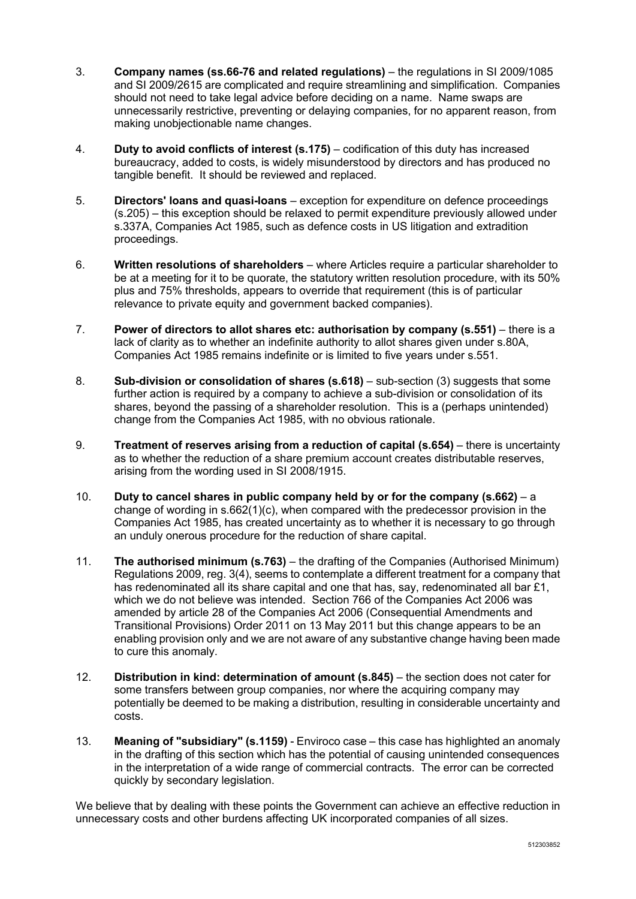3. **Company names (ss.66-76 and related regulations)** – the regulations in SI 2009/1085 and SI 2009/2615 are complicated and require streamlining and simplification. Companies should not need to take legal advice before deciding on a name. Name swaps are unnecessarily restrictive, preventing or delaying companies, for no apparent reason, from making unobjectionable name changes.

4. **Duty to avoid conflicts of interest (s.175)** – codification of this duty has increased bureaucracy, added to costs, is widely misunderstood by directors and has produced no tangible benefit. It should be reviewed and replaced.

5. **Directors' loans and quasi-loans** – exception for expenditure on defence proceedings (s.205) – this exception should be relaxed to permit expenditure previously allowed under s.337A, Companies Act 1985, such as defence costs in US litigation and extradition proceedings.

6. **Written resolutions of shareholders** – where Articles require a particular shareholder to be at a meeting for it to be quorate, the statutory written resolution procedure, with its 50% plus and 75% thresholds, appears to override that requirement (this is of particular relevance to private equity and government backed companies).

7. **Power of directors to allot shares etc: authorisation by company (s.551)** – there is a lack of clarity as to whether an indefinite authority to allot shares given under s.80A, Companies Act 1985 remains indefinite or is limited to five years under s.551.

8. **Sub-division or consolidation of shares (s.618)** – sub-section (3) suggests that some further action is required by a company to achieve a sub-division or consolidation of its shares, beyond the passing of a shareholder resolution. This is a (perhaps unintended) change from the Companies Act 1985, with no obvious rationale.

9. **Treatment of reserves arising from a reduction of capital (s.654)** – there is uncertainty as to whether the reduction of a share premium account creates distributable reserves, arising from the wording used in SI 2008/1915.

10. **Duty to cancel shares in public company held by or for the company (s.662)** – a change of wording in s.662(1)(c), when compared with the predecessor provision in the Companies Act 1985, has created uncertainty as to whether it is necessary to go through an unduly onerous procedure for the reduction of share capital.

11. **The authorised minimum (s.763)** – the drafting of the Companies (Authorised Minimum) Regulations 2009, reg. 3(4), seems to contemplate a different treatment for a company that has redenominated all its share capital and one that has, say, redenominated all bar £1, which we do not believe was intended. Section 766 of the Companies Act 2006 was amended by article 28 of the Companies Act 2006 (Consequential Amendments and Transitional Provisions) Order 2011 on 13 May 2011 but this change appears to be an enabling provision only and we are not aware of any substantive change having been made to cure this anomaly.

12. **Distribution in kind: determination of amount (s.845)** – the section does not cater for some transfers between group companies, nor where the acquiring company may potentially be deemed to be making a distribution, resulting in considerable uncertainty and costs.

13. **Meaning of "subsidiary" (s.1159)** - Enviroco case – this case has highlighted an anomaly in the drafting of this section which has the potential of causing unintended consequences in the interpretation of a wide range of commercial contracts. The error can be corrected quickly by secondary legislation.

We believe that by dealing with these points the Government can achieve an effective reduction in unnecessary costs and other burdens affecting UK incorporated companies of all sizes.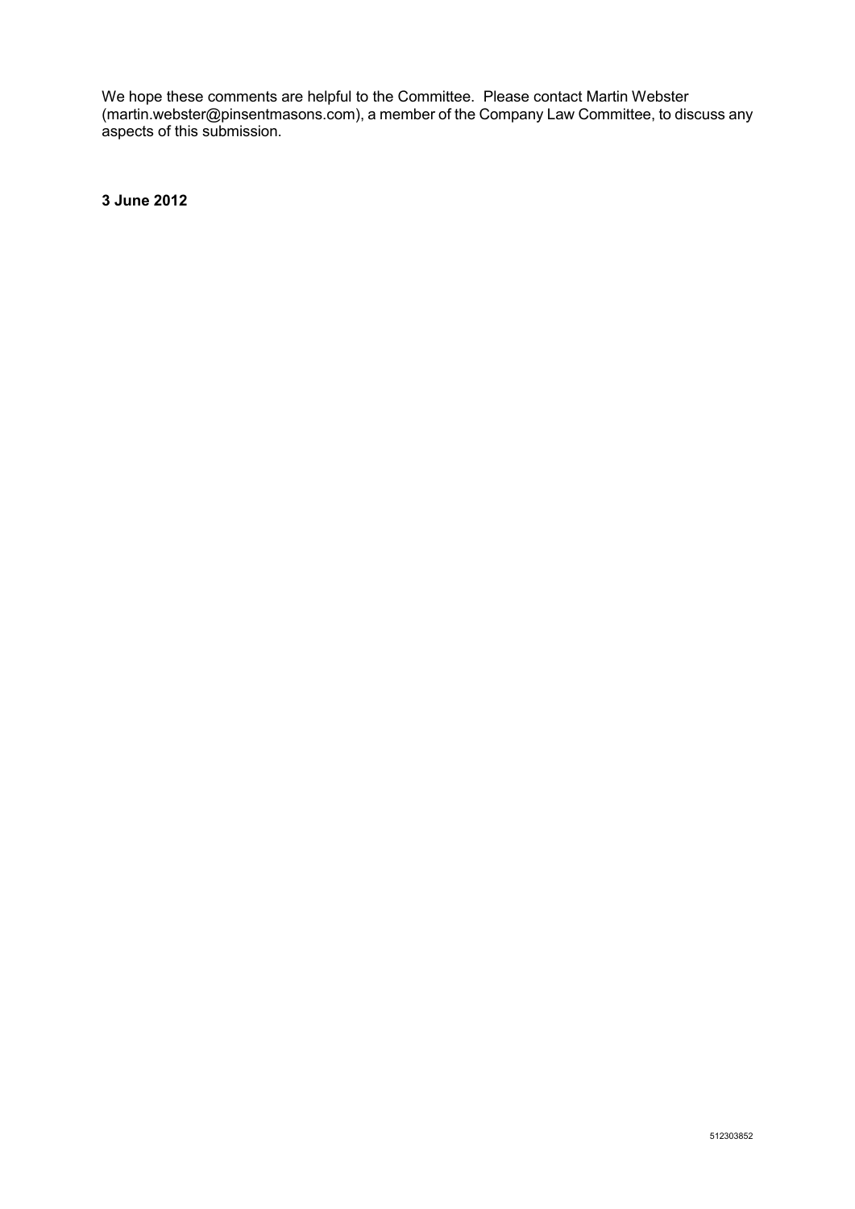We hope these comments are helpful to the Committee. Please contact Martin Webster (martin.webster@pinsentmasons.com), a member of the Company Law Committee, to discuss any aspects of this submission.

**3 June 2012**

512303852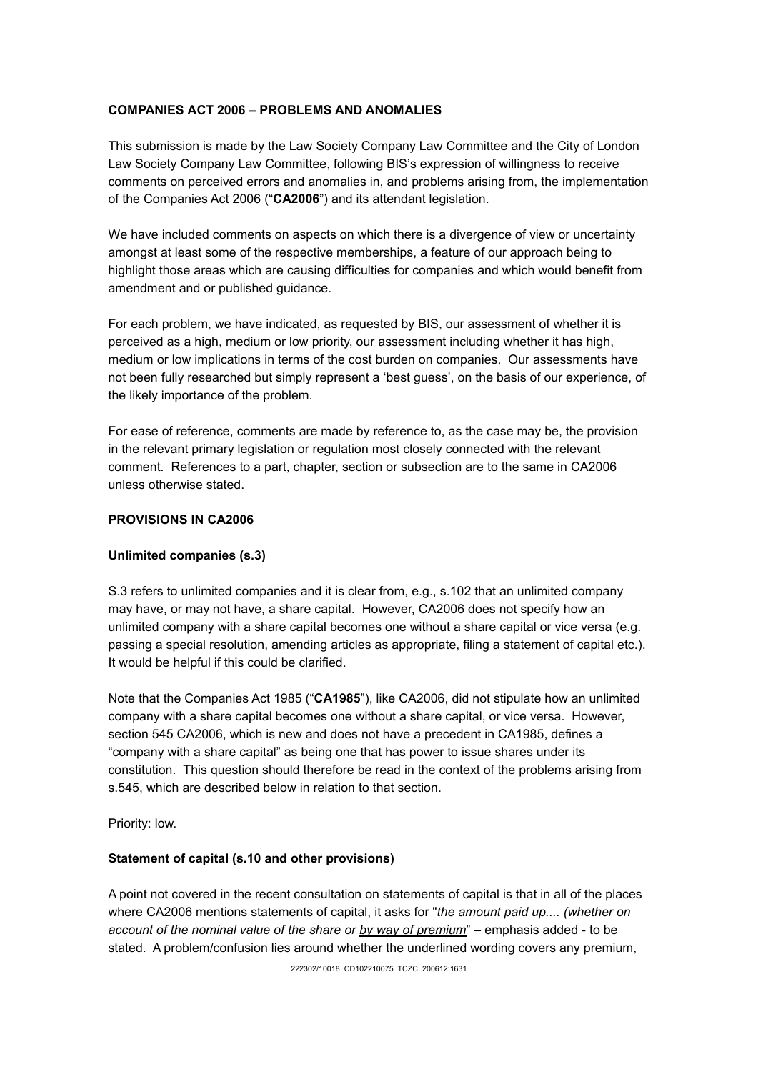**COMPANIES ACT 2006 – PROBLEMS AND ANOMALIES**

This submission is made by the Law Society Company Law Committee and the City of London Law Society Company Law Committee, following BIS's expression of willingness to receive comments on perceived errors and anomalies in, and problems arising from, the implementation of the Companies Act 2006 ("**CA2006**") and its attendant legislation.

We have included comments on aspects on which there is a divergence of view or uncertainty amongst at least some of the respective memberships, a feature of our approach being to highlight those areas which are causing difficulties for companies and which would benefit from amendment and or published guidance.

For each problem, we have indicated, as requested by BIS, our assessment of whether it is perceived as a high, medium or low priority, our assessment including whether it has high, medium or low implications in terms of the cost burden on companies. Our assessments have not been fully researched but simply represent a 'best guess', on the basis of our experience, of the likely importance of the problem.

For ease of reference, comments are made by reference to, as the case may be, the provision in the relevant primary legislation or regulation most closely connected with the relevant comment. References to a part, chapter, section or subsection are to the same in CA2006 unless otherwise stated.

**PROVISIONS IN CA2006**

**Unlimited companies (s.3)**

S.3 refers to unlimited companies and it is clear from, e.g., s.102 that an unlimited company may have, or may not have, a share capital. However, CA2006 does not specify how an unlimited company with a share capital becomes one without a share capital or vice versa (e.g. passing a special resolution, amending articles as appropriate, filing a statement of capital etc.). It would be helpful if this could be clarified.

Note that the Companies Act 1985 ("**CA1985**"), like CA2006, did not stipulate how an unlimited company with a share capital becomes one without a share capital, or vice versa. However, section 545 CA2006, which is new and does not have a precedent in CA1985, defines a "company with a share capital" as being one that has power to issue shares under its constitution. This question should therefore be read in the context of the problems arising from s.545, which are described below in relation to that section.

Priority: low.

**Statement of capital (s.10 and other provisions)**

A point not covered in the recent consultation on statements of capital is that in all of the places where CA2006 mentions statements of capital, it asks for "*the amount paid up.... (whether on account of the nominal value of the share or by way of premium*" – emphasis added - to be stated. A problem/confusion lies around whether the underlined wording covers any premium,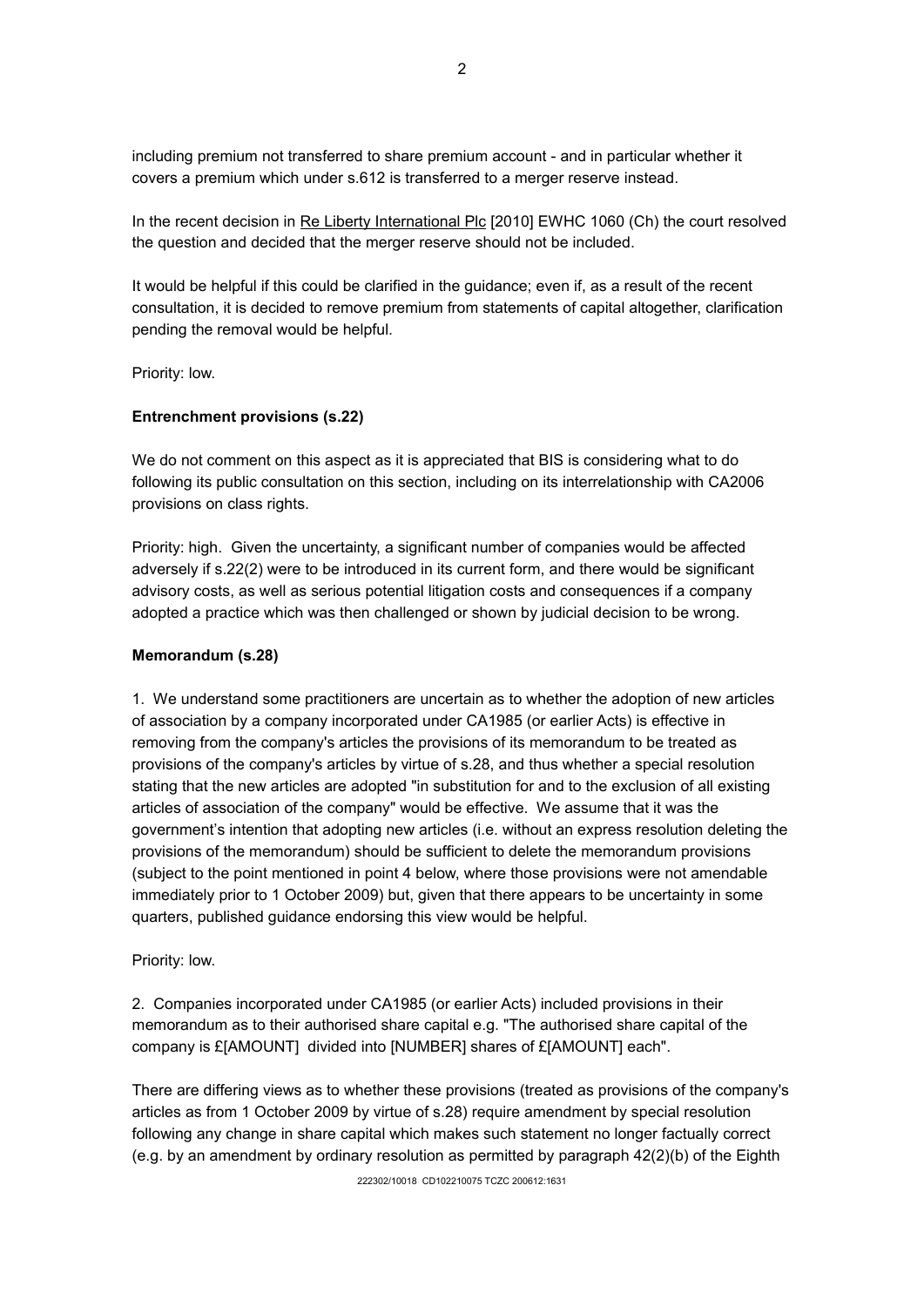including premium not transferred to share premium account - and in particular whether it covers a premium which under s.612 is transferred to a merger reserve instead.

In the recent decision in Re Liberty International Plc [2010] EWHC 1060 (Ch) the court resolved the question and decided that the merger reserve should not be included.

It would be helpful if this could be clarified in the guidance; even if, as a result of the recent consultation, it is decided to remove premium from statements of capital altogether, clarification pending the removal would be helpful.

Priority: low.

**Entrenchment provisions (s.22)**

We do not comment on this aspect as it is appreciated that BIS is considering what to do following its public consultation on this section, including on its interrelationship with CA2006 provisions on class rights.

Priority: high. Given the uncertainty, a significant number of companies would be affected adversely if s.22(2) were to be introduced in its current form, and there would be significant advisory costs, as well as serious potential litigation costs and consequences if a company adopted a practice which was then challenged or shown by judicial decision to be wrong.

**Memorandum (s.28)**

1. We understand some practitioners are uncertain as to whether the adoption of new articles of association by a company incorporated under CA1985 (or earlier Acts) is effective in removing from the company's articles the provisions of its memorandum to be treated as provisions of the company's articles by virtue of s.28, and thus whether a special resolution stating that the new articles are adopted "in substitution for and to the exclusion of all existing articles of association of the company" would be effective. We assume that it was the government's intention that adopting new articles (i.e. without an express resolution deleting the provisions of the memorandum) should be sufficient to delete the memorandum provisions (subject to the point mentioned in point 4 below, where those provisions were not amendable immediately prior to 1 October 2009) but, given that there appears to be uncertainty in some quarters, published guidance endorsing this view would be helpful.

Priority: low.

2. Companies incorporated under CA1985 (or earlier Acts) included provisions in their memorandum as to their authorised share capital e.g. "The authorised share capital of the company is £[AMOUNT] divided into [NUMBER] shares of £[AMOUNT] each".

There are differing views as to whether these provisions (treated as provisions of the company's articles as from 1 October 2009 by virtue of s.28) require amendment by special resolution following any change in share capital which makes such statement no longer factually correct (e.g. by an amendment by ordinary resolution as permitted by paragraph 42(2)(b) of the Eighth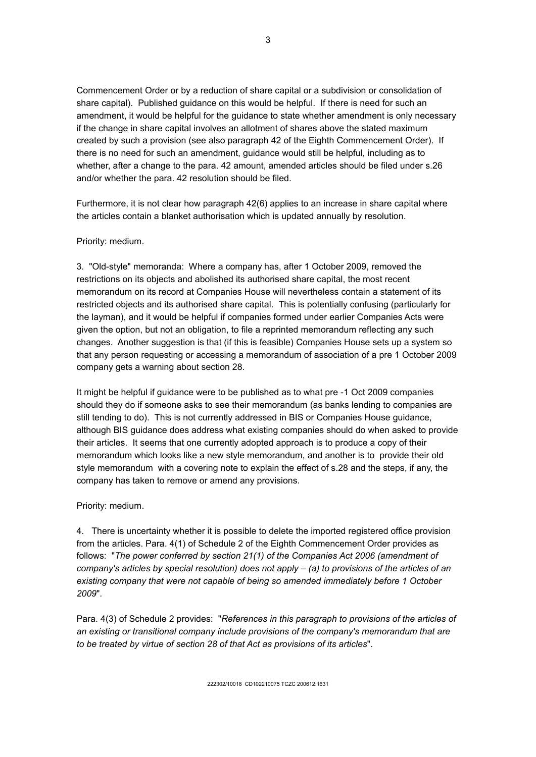Commencement Order or by a reduction of share capital or a subdivision or consolidation of share capital). Published guidance on this would be helpful. If there is need for such an amendment, it would be helpful for the guidance to state whether amendment is only necessary if the change in share capital involves an allotment of shares above the stated maximum created by such a provision (see also paragraph 42 of the Eighth Commencement Order). If there is no need for such an amendment, guidance would still be helpful, including as to whether, after a change to the para. 42 amount, amended articles should be filed under s.26 and/or whether the para. 42 resolution should be filed.

Furthermore, it is not clear how paragraph 42(6) applies to an increase in share capital where the articles contain a blanket authorisation which is updated annually by resolution.

Priority: medium.

3. "Old-style" memoranda: Where a company has, after 1 October 2009, removed the restrictions on its objects and abolished its authorised share capital, the most recent memorandum on its record at Companies House will nevertheless contain a statement of its restricted objects and its authorised share capital. This is potentially confusing (particularly for the layman), and it would be helpful if companies formed under earlier Companies Acts were given the option, but not an obligation, to file a reprinted memorandum reflecting any such changes. Another suggestion is that (if this is feasible) Companies House sets up a system so that any person requesting or accessing a memorandum of association of a pre 1 October 2009 company gets a warning about section 28.

It might be helpful if guidance were to be published as to what pre -1 Oct 2009 companies should they do if someone asks to see their memorandum (as banks lending to companies are still tending to do). This is not currently addressed in BIS or Companies House guidance, although BIS guidance does address what existing companies should do when asked to provide their articles. It seems that one currently adopted approach is to produce a copy of their memorandum which looks like a new style memorandum, and another is to provide their old style memorandum with a covering note to explain the effect of s.28 and the steps, if any, the company has taken to remove or amend any provisions.

Priority: medium.

4. There is uncertainty whether it is possible to delete the imported registered office provision from the articles. Para. 4(1) of Schedule 2 of the Eighth Commencement Order provides as follows: "*The power conferred by section 21(1) of the Companies Act 2006 (amendment of company's articles by special resolution) does not apply – (a) to provisions of the articles of an existing company that were not capable of being so amended immediately before 1 October 2009*".

Para. 4(3) of Schedule 2 provides: "*References in this paragraph to provisions of the articles of an existing or transitional company include provisions of the company's memorandum that are to be treated by virtue of section 28 of that Act as provisions of its articles*".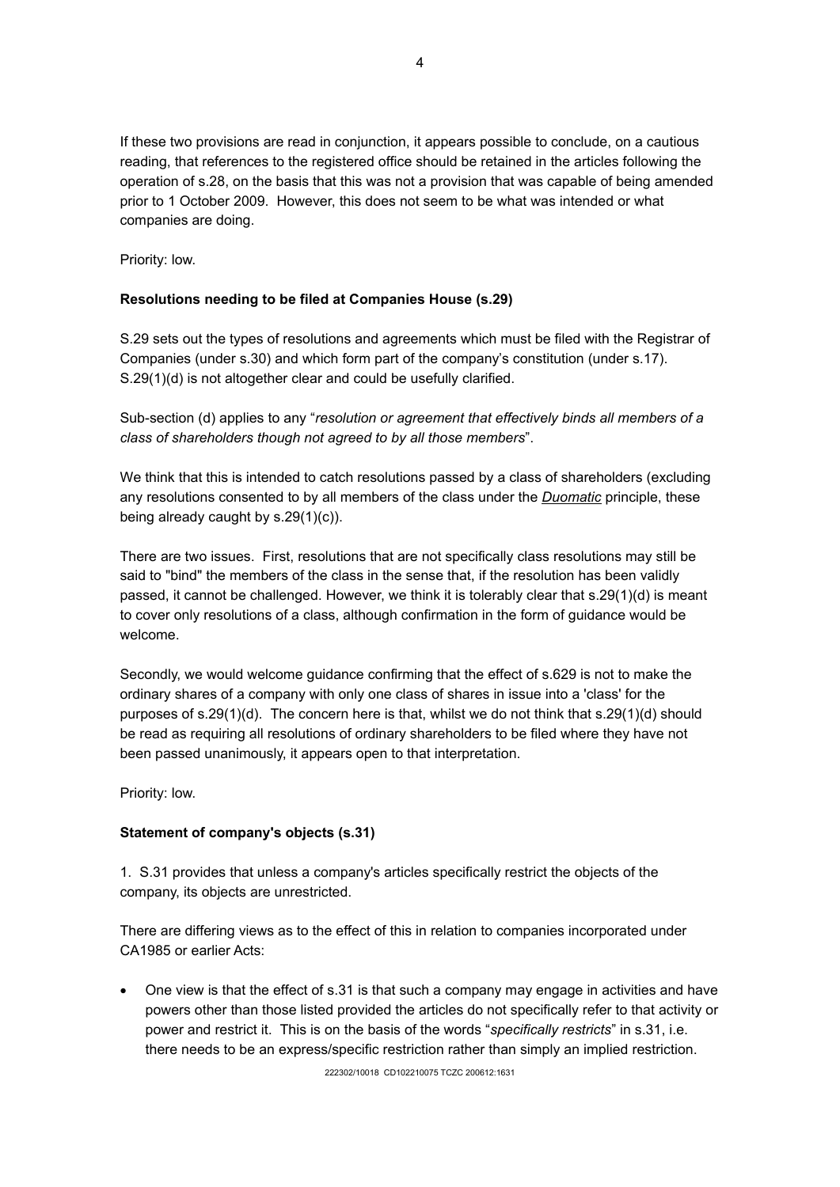If these two provisions are read in conjunction, it appears possible to conclude, on a cautious reading, that references to the registered office should be retained in the articles following the operation of s.28, on the basis that this was not a provision that was capable of being amended prior to 1 October 2009. However, this does not seem to be what was intended or what companies are doing.

Priority: low.

**Resolutions needing to be filed at Companies House (s.29)**

S.29 sets out the types of resolutions and agreements which must be filed with the Registrar of Companies (under s.30) and which form part of the company's constitution (under s.17). S.29(1)(d) is not altogether clear and could be usefully clarified.

Sub-section (d) applies to any "*resolution or agreement that effectively binds all members of a class of shareholders though not agreed to by all those members*".

We think that this is intended to catch resolutions passed by a class of shareholders (excluding any resolutions consented to by all members of the class under the ***Duomatic*** principle, these being already caught by s.29(1)(c)).

There are two issues. First, resolutions that are not specifically class resolutions may still be said to "bind" the members of the class in the sense that, if the resolution has been validly passed, it cannot be challenged. However, we think it is tolerably clear that s.29(1)(d) is meant to cover only resolutions of a class, although confirmation in the form of guidance would be welcome.

Secondly, we would welcome guidance confirming that the effect of s.629 is not to make the ordinary shares of a company with only one class of shares in issue into a 'class' for the purposes of s.29(1)(d). The concern here is that, whilst we do not think that s.29(1)(d) should be read as requiring all resolutions of ordinary shareholders to be filed where they have not been passed unanimously, it appears open to that interpretation.

Priority: low.

**Statement of company's objects (s.31)**

1. S.31 provides that unless a company's articles specifically restrict the objects of the company, its objects are unrestricted.

There are differing views as to the effect of this in relation to companies incorporated under CA1985 or earlier Acts:

- One view is that the effect of s.31 is that such a company may engage in activities and have powers other than those listed provided the articles do not specifically refer to that activity or power and restrict it. This is on the basis of the words "*specifically restricts*" in s.31, i.e. there needs to be an express/specific restriction rather than simply an implied restriction.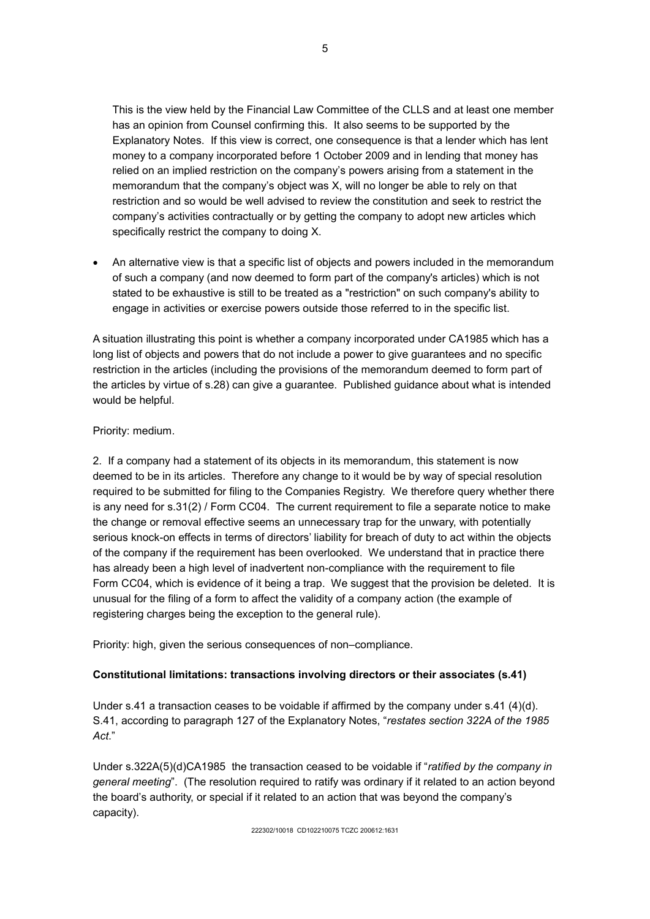This is the view held by the Financial Law Committee of the CLLS and at least one member has an opinion from Counsel confirming this. It also seems to be supported by the Explanatory Notes. If this view is correct, one consequence is that a lender which has lent money to a company incorporated before 1 October 2009 and in lending that money has relied on an implied restriction on the company's powers arising from a statement in the memorandum that the company's object was X, will no longer be able to rely on that restriction and so would be well advised to review the constitution and seek to restrict the company's activities contractually or by getting the company to adopt new articles which specifically restrict the company to doing X.

- An alternative view is that a specific list of objects and powers included in the memorandum of such a company (and now deemed to form part of the company's articles) which is not stated to be exhaustive is still to be treated as a "restriction" on such company's ability to engage in activities or exercise powers outside those referred to in the specific list.

A situation illustrating this point is whether a company incorporated under CA1985 which has a long list of objects and powers that do not include a power to give guarantees and no specific restriction in the articles (including the provisions of the memorandum deemed to form part of the articles by virtue of s.28) can give a guarantee. Published guidance about what is intended would be helpful.

Priority: medium.

2. If a company had a statement of its objects in its memorandum, this statement is now deemed to be in its articles. Therefore any change to it would be by way of special resolution required to be submitted for filing to the Companies Registry. We therefore query whether there is any need for s.31(2) / Form CC04. The current requirement to file a separate notice to make the change or removal effective seems an unnecessary trap for the unwary, with potentially serious knock-on effects in terms of directors' liability for breach of duty to act within the objects of the company if the requirement has been overlooked. We understand that in practice there has already been a high level of inadvertent non-compliance with the requirement to file Form CC04, which is evidence of it being a trap. We suggest that the provision be deleted. It is unusual for the filing of a form to affect the validity of a company action (the example of registering charges being the exception to the general rule).

Priority: high, given the serious consequences of non–compliance.

**Constitutional limitations: transactions involving directors or their associates (s.41)**

Under s.41 a transaction ceases to be voidable if affirmed by the company under s.41 (4)(d). S.41, according to paragraph 127 of the Explanatory Notes, "*restates section 322A of the 1985 Act.*"

Under s.322A(5)(d)CA1985 the transaction ceased to be voidable if "*ratified by the company in general meeting*". (The resolution required to ratify was ordinary if it related to an action beyond the board's authority, or special if it related to an action that was beyond the company's capacity).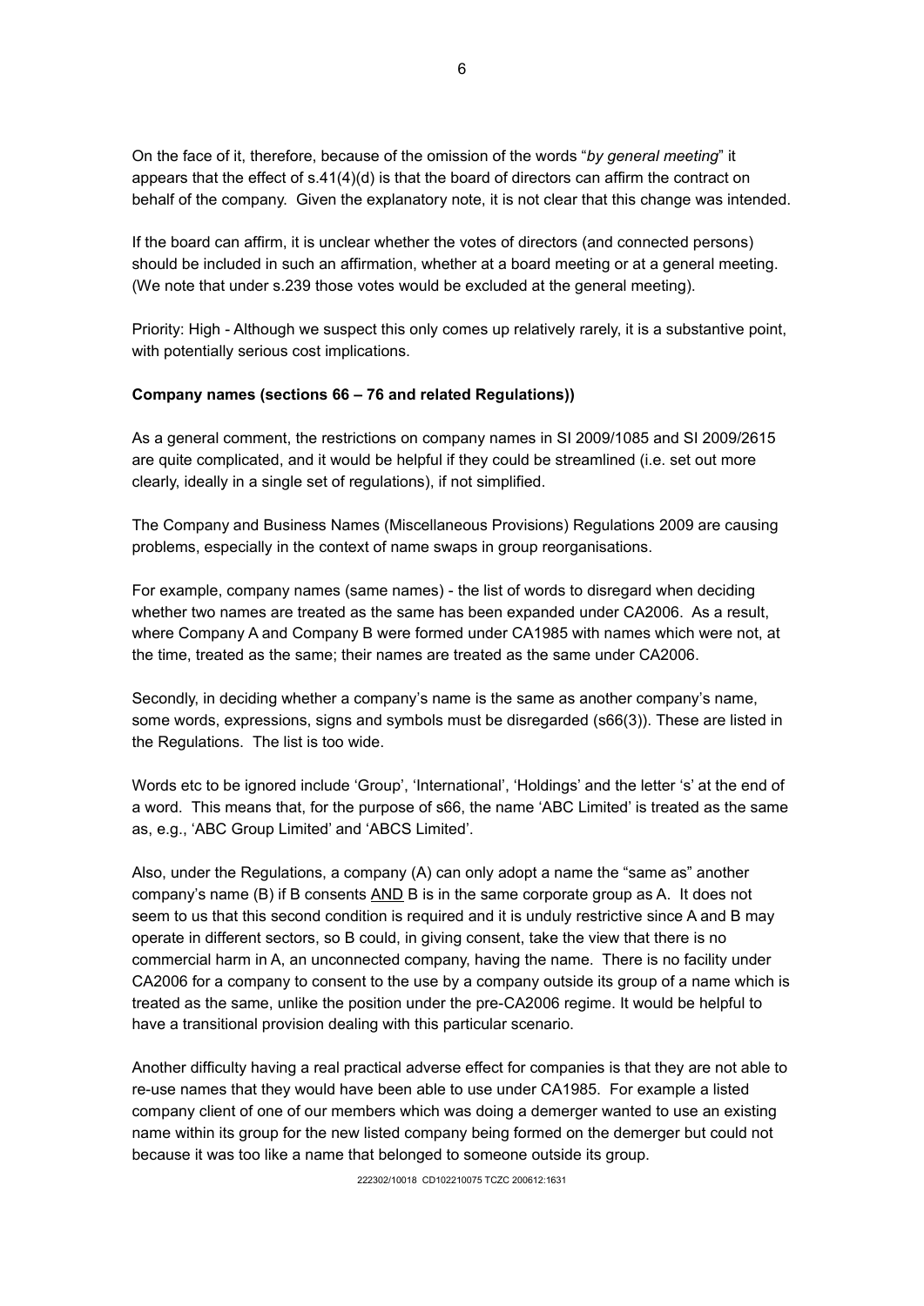On the face of it, therefore, because of the omission of the words "*by general meeting*" it appears that the effect of s.41(4)(d) is that the board of directors can affirm the contract on behalf of the company. Given the explanatory note, it is not clear that this change was intended.

If the board can affirm, it is unclear whether the votes of directors (and connected persons) should be included in such an affirmation, whether at a board meeting or at a general meeting. (We note that under s.239 those votes would be excluded at the general meeting).

Priority: High - Although we suspect this only comes up relatively rarely, it is a substantive point, with potentially serious cost implications.

**Company names (sections 66 – 76 and related Regulations))**

As a general comment, the restrictions on company names in SI 2009/1085 and SI 2009/2615 are quite complicated, and it would be helpful if they could be streamlined (i.e. set out more clearly, ideally in a single set of regulations), if not simplified.

The Company and Business Names (Miscellaneous Provisions) Regulations 2009 are causing problems, especially in the context of name swaps in group reorganisations.

For example, company names (same names) - the list of words to disregard when deciding whether two names are treated as the same has been expanded under CA2006. As a result, where Company A and Company B were formed under CA1985 with names which were not, at the time, treated as the same; their names are treated as the same under CA2006.

Secondly, in deciding whether a company's name is the same as another company's name, some words, expressions, signs and symbols must be disregarded (s66(3)). These are listed in the Regulations. The list is too wide.

Words etc to be ignored include 'Group', 'International', 'Holdings' and the letter 's' at the end of a word. This means that, for the purpose of s66, the name 'ABC Limited' is treated as the same as, e.g., 'ABC Group Limited' and 'ABCS Limited'.

Also, under the Regulations, a company (A) can only adopt a name the "same as" another company's name (B) if B consents <u>AND</u> B is in the same corporate group as A. It does not seem to us that this second condition is required and it is unduly restrictive since A and B may operate in different sectors, so B could, in giving consent, take the view that there is no commercial harm in A, an unconnected company, having the name. There is no facility under CA2006 for a company to consent to the use by a company outside its group of a name which is treated as the same, unlike the position under the pre-CA2006 regime. It would be helpful to have a transitional provision dealing with this particular scenario.

Another difficulty having a real practical adverse effect for companies is that they are not able to re-use names that they would have been able to use under CA1985. For example a listed company client of one of our members which was doing a demerger wanted to use an existing name within its group for the new listed company being formed on the demerger but could not because it was too like a name that belonged to someone outside its group.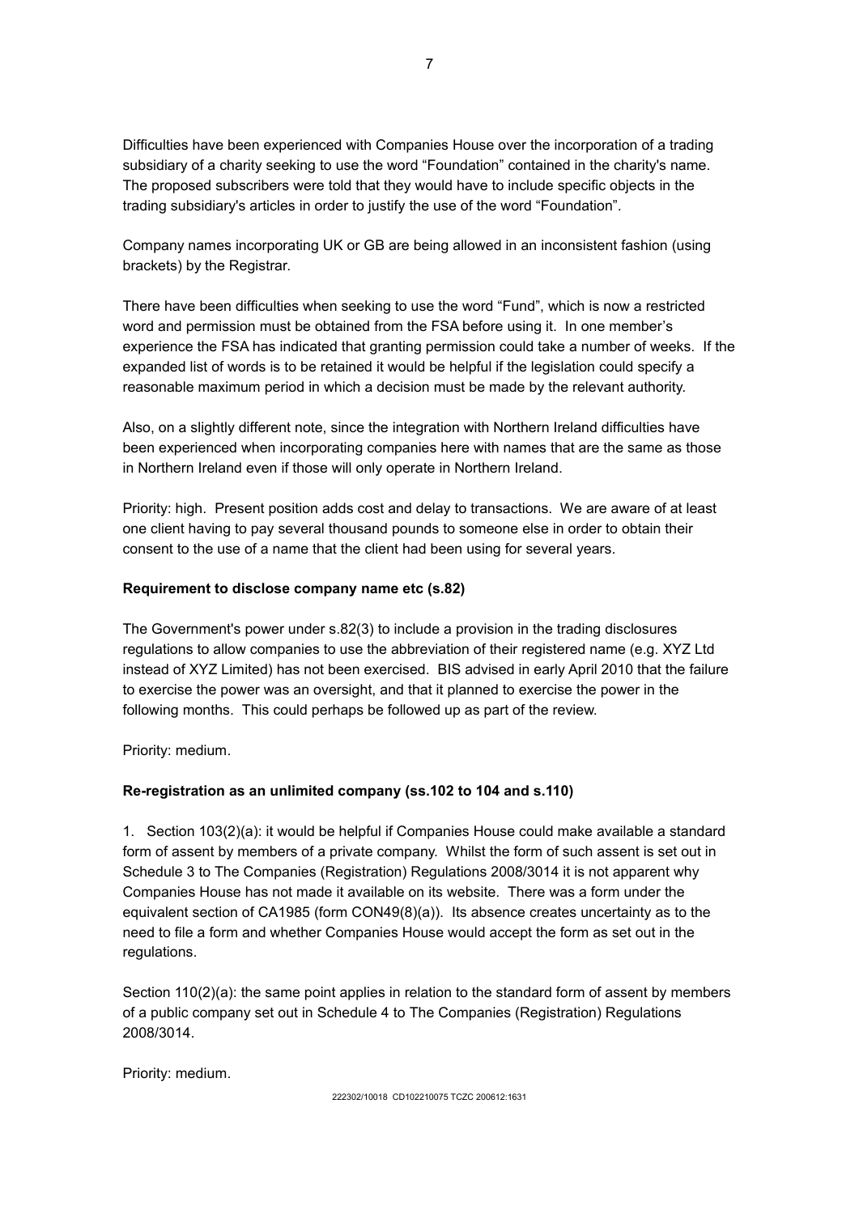Difficulties have been experienced with Companies House over the incorporation of a trading subsidiary of a charity seeking to use the word "Foundation" contained in the charity's name. The proposed subscribers were told that they would have to include specific objects in the trading subsidiary's articles in order to justify the use of the word "Foundation".

Company names incorporating UK or GB are being allowed in an inconsistent fashion (using brackets) by the Registrar.

There have been difficulties when seeking to use the word "Fund", which is now a restricted word and permission must be obtained from the FSA before using it. In one member's experience the FSA has indicated that granting permission could take a number of weeks. If the expanded list of words is to be retained it would be helpful if the legislation could specify a reasonable maximum period in which a decision must be made by the relevant authority.

Also, on a slightly different note, since the integration with Northern Ireland difficulties have been experienced when incorporating companies here with names that are the same as those in Northern Ireland even if those will only operate in Northern Ireland.

Priority: high. Present position adds cost and delay to transactions. We are aware of at least one client having to pay several thousand pounds to someone else in order to obtain their consent to the use of a name that the client had been using for several years.

**Requirement to disclose company name etc (s.82)**

The Government's power under s.82(3) to include a provision in the trading disclosures regulations to allow companies to use the abbreviation of their registered name (e.g. XYZ Ltd instead of XYZ Limited) has not been exercised. BIS advised in early April 2010 that the failure to exercise the power was an oversight, and that it planned to exercise the power in the following months. This could perhaps be followed up as part of the review.

Priority: medium.

**Re-registration as an unlimited company (ss.102 to 104 and s.110)**

1. Section 103(2)(a): it would be helpful if Companies House could make available a standard form of assent by members of a private company. Whilst the form of such assent is set out in Schedule 3 to The Companies (Registration) Regulations 2008/3014 it is not apparent why Companies House has not made it available on its website. There was a form under the equivalent section of CA1985 (form CON49(8)(a)). Its absence creates uncertainty as to the need to file a form and whether Companies House would accept the form as set out in the regulations.

Section 110(2)(a): the same point applies in relation to the standard form of assent by members of a public company set out in Schedule 4 to The Companies (Registration) Regulations 2008/3014.

Priority: medium.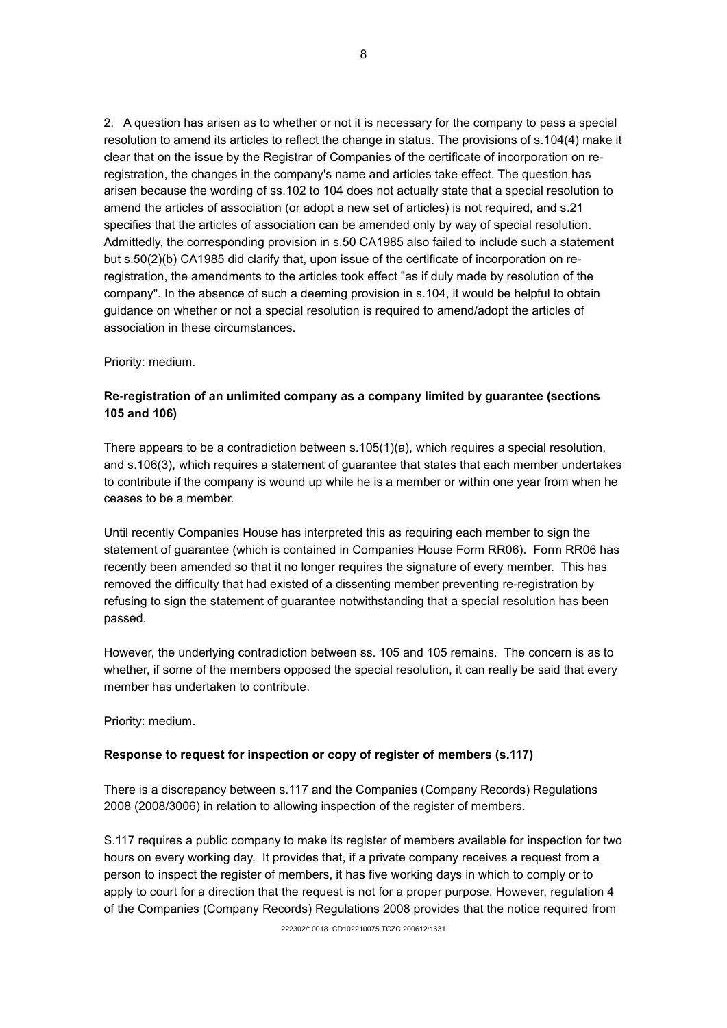2. A question has arisen as to whether or not it is necessary for the company to pass a special resolution to amend its articles to reflect the change in status. The provisions of s.104(4) make it clear that on the issue by the Registrar of Companies of the certificate of incorporation on re-registration, the changes in the company's name and articles take effect. The question has arisen because the wording of ss.102 to 104 does not actually state that a special resolution to amend the articles of association (or adopt a new set of articles) is not required, and s.21 specifies that the articles of association can be amended only by way of special resolution. Admittedly, the corresponding provision in s.50 CA1985 also failed to include such a statement but s.50(2)(b) CA1985 did clarify that, upon issue of the certificate of incorporation on re-registration, the amendments to the articles took effect "as if duly made by resolution of the company". In the absence of such a deeming provision in s.104, it would be helpful to obtain guidance on whether or not a special resolution is required to amend/adopt the articles of association in these circumstances.

Priority: medium.

**Re-registration of an unlimited company as a company limited by guarantee (sections 105 and 106)**

There appears to be a contradiction between s.105(1)(a), which requires a special resolution, and s.106(3), which requires a statement of guarantee that states that each member undertakes to contribute if the company is wound up while he is a member or within one year from when he ceases to be a member.

Until recently Companies House has interpreted this as requiring each member to sign the statement of guarantee (which is contained in Companies House Form RR06). Form RR06 has recently been amended so that it no longer requires the signature of every member. This has removed the difficulty that had existed of a dissenting member preventing re-registration by refusing to sign the statement of guarantee notwithstanding that a special resolution has been passed.

However, the underlying contradiction between ss. 105 and 105 remains. The concern is as to whether, if some of the members opposed the special resolution, it can really be said that every member has undertaken to contribute.

Priority: medium.

**Response to request for inspection or copy of register of members (s.117)**

There is a discrepancy between s.117 and the Companies (Company Records) Regulations 2008 (2008/3006) in relation to allowing inspection of the register of members.

S.117 requires a public company to make its register of members available for inspection for two hours on every working day. It provides that, if a private company receives a request from a person to inspect the register of members, it has five working days in which to comply or to apply to court for a direction that the request is not for a proper purpose. However, regulation 4 of the Companies (Company Records) Regulations 2008 provides that the notice required from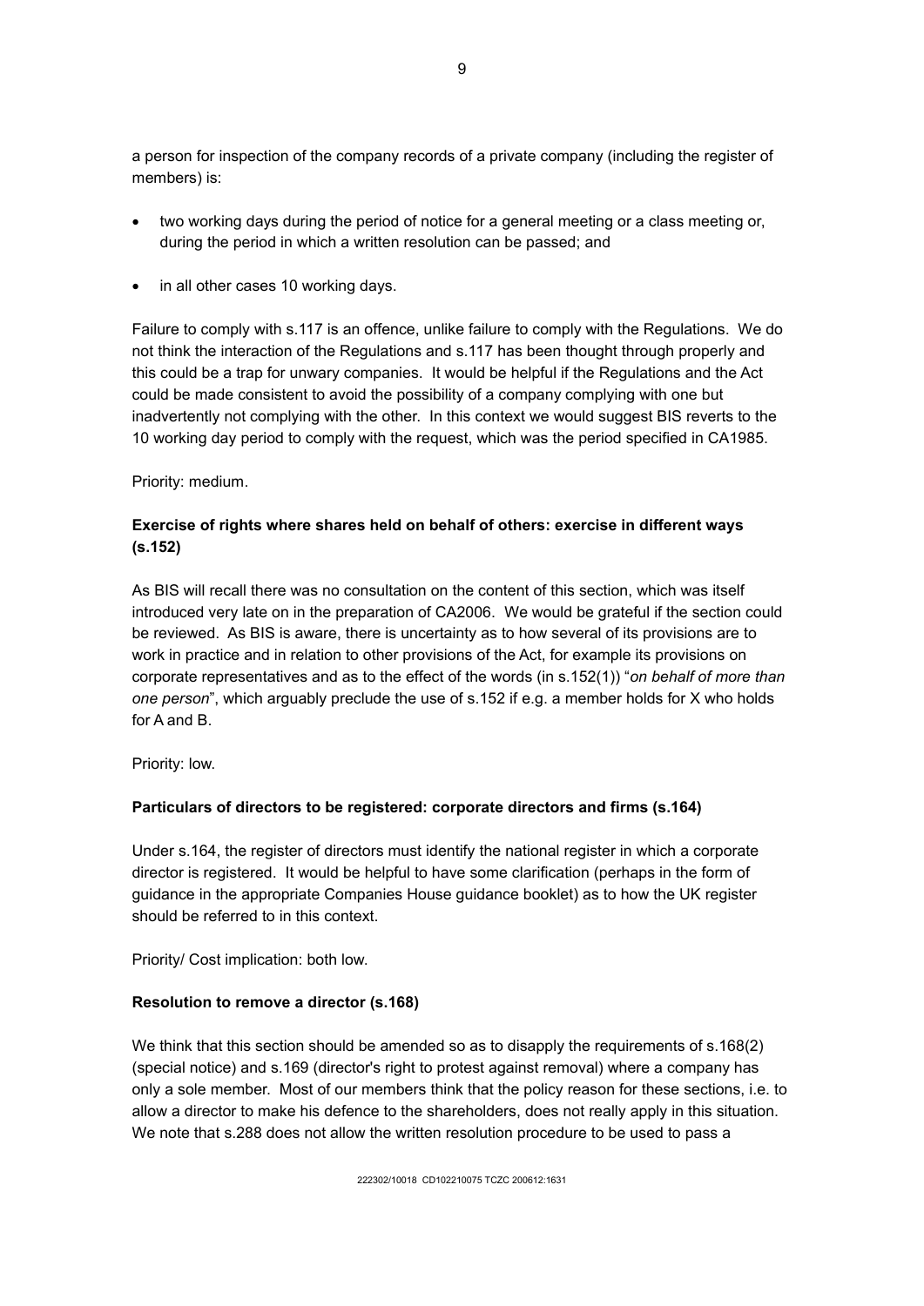a person for inspection of the company records of a private company (including the register of members) is:

- two working days during the period of notice for a general meeting or a class meeting or, during the period in which a written resolution can be passed; and
- in all other cases 10 working days.

Failure to comply with s.117 is an offence, unlike failure to comply with the Regulations. We do not think the interaction of the Regulations and s.117 has been thought through properly and this could be a trap for unwary companies. It would be helpful if the Regulations and the Act could be made consistent to avoid the possibility of a company complying with one but inadvertently not complying with the other. In this context we would suggest BIS reverts to the 10 working day period to comply with the request, which was the period specified in CA1985.

Priority: medium.

**Exercise of rights where shares held on behalf of others: exercise in different ways (s.152)**

As BIS will recall there was no consultation on the content of this section, which was itself introduced very late on in the preparation of CA2006. We would be grateful if the section could be reviewed. As BIS is aware, there is uncertainty as to how several of its provisions are to work in practice and in relation to other provisions of the Act, for example its provisions on corporate representatives and as to the effect of the words (in s.152(1)) "*on behalf of more than one person*", which arguably preclude the use of s.152 if e.g. a member holds for X who holds for A and B.

Priority: low.

**Particulars of directors to be registered: corporate directors and firms (s.164)**

Under s.164, the register of directors must identify the national register in which a corporate director is registered. It would be helpful to have some clarification (perhaps in the form of guidance in the appropriate Companies House guidance booklet) as to how the UK register should be referred to in this context.

Priority/ Cost implication: both low.

**Resolution to remove a director (s.168)**

We think that this section should be amended so as to disapply the requirements of s.168(2) (special notice) and s.169 (director's right to protest against removal) where a company has only a sole member. Most of our members think that the policy reason for these sections, i.e. to allow a director to make his defence to the shareholders, does not really apply in this situation. We note that s.288 does not allow the written resolution procedure to be used to pass a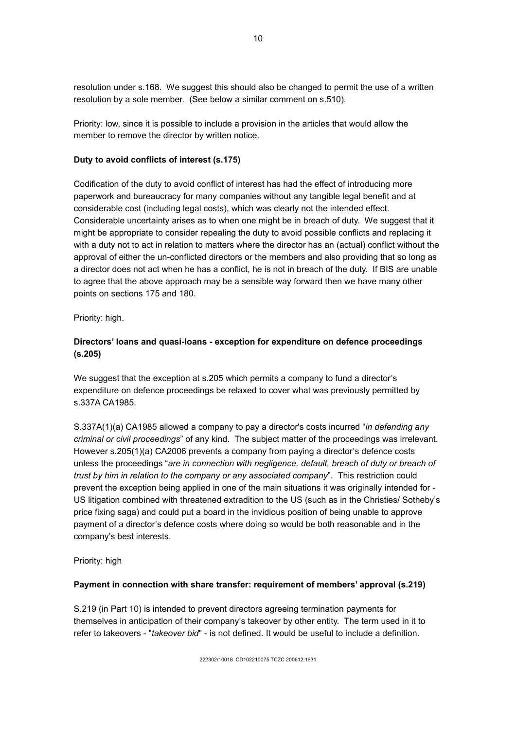resolution under s.168. We suggest this should also be changed to permit the use of a written resolution by a sole member. (See below a similar comment on s.510).

Priority: low, since it is possible to include a provision in the articles that would allow the member to remove the director by written notice.

**Duty to avoid conflicts of interest (s.175)**

Codification of the duty to avoid conflict of interest has had the effect of introducing more paperwork and bureaucracy for many companies without any tangible legal benefit and at considerable cost (including legal costs), which was clearly not the intended effect. Considerable uncertainty arises as to when one might be in breach of duty. We suggest that it might be appropriate to consider repealing the duty to avoid possible conflicts and replacing it with a duty not to act in relation to matters where the director has an (actual) conflict without the approval of either the un-conflicted directors or the members and also providing that so long as a director does not act when he has a conflict, he is not in breach of the duty. If BIS are unable to agree that the above approach may be a sensible way forward then we have many other points on sections 175 and 180.

Priority: high.

**Directors' loans and quasi-loans - exception for expenditure on defence proceedings (s.205)**

We suggest that the exception at s.205 which permits a company to fund a director's expenditure on defence proceedings be relaxed to cover what was previously permitted by s.337A CA1985.

S.337A(1)(a) CA1985 allowed a company to pay a director's costs incurred "*in defending any criminal or civil proceedings*" of any kind. The subject matter of the proceedings was irrelevant. However s.205(1)(a) CA2006 prevents a company from paying a director's defence costs unless the proceedings "*are in connection with negligence, default, breach of duty or breach of trust by him in relation to the company or any associated company*". This restriction could prevent the exception being applied in one of the main situations it was originally intended for - US litigation combined with threatened extradition to the US (such as in the Christies/ Sotheby's price fixing saga) and could put a board in the invidious position of being unable to approve payment of a director's defence costs where doing so would be both reasonable and in the company's best interests.

Priority: high

**Payment in connection with share transfer: requirement of members' approval (s.219)**

S.219 (in Part 10) is intended to prevent directors agreeing termination payments for themselves in anticipation of their company's takeover by other entity. The term used in it to refer to takeovers - "*takeover bid*" - is not defined. It would be useful to include a definition.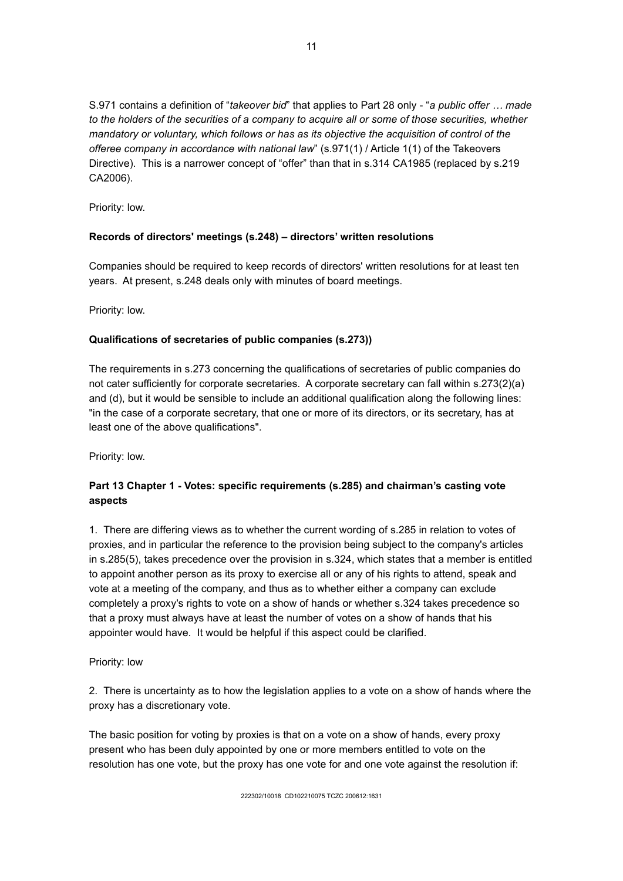S.971 contains a definition of "*takeover bid*" that applies to Part 28 only - "*a public offer … made to the holders of the securities of a company to acquire all or some of those securities, whether mandatory or voluntary, which follows or has as its objective the acquisition of control of the offeree company in accordance with national law*" (s.971(1) / Article 1(1) of the Takeovers Directive). This is a narrower concept of "offer" than that in s.314 CA1985 (replaced by s.219 CA2006).

Priority: low.

**Records of directors' meetings (s.248) – directors' written resolutions**

Companies should be required to keep records of directors' written resolutions for at least ten years. At present, s.248 deals only with minutes of board meetings.

Priority: low.

**Qualifications of secretaries of public companies (s.273))**

The requirements in s.273 concerning the qualifications of secretaries of public companies do not cater sufficiently for corporate secretaries. A corporate secretary can fall within s.273(2)(a) and (d), but it would be sensible to include an additional qualification along the following lines: "in the case of a corporate secretary, that one or more of its directors, or its secretary, has at least one of the above qualifications".

Priority: low.

**Part 13 Chapter 1 - Votes: specific requirements (s.285) and chairman's casting vote aspects**

1. There are differing views as to whether the current wording of s.285 in relation to votes of proxies, and in particular the reference to the provision being subject to the company's articles in s.285(5), takes precedence over the provision in s.324, which states that a member is entitled to appoint another person as its proxy to exercise all or any of his rights to attend, speak and vote at a meeting of the company, and thus as to whether either a company can exclude completely a proxy's rights to vote on a show of hands or whether s.324 takes precedence so that a proxy must always have at least the number of votes on a show of hands that his appointer would have. It would be helpful if this aspect could be clarified.

Priority: low

2. There is uncertainty as to how the legislation applies to a vote on a show of hands where the proxy has a discretionary vote.

The basic position for voting by proxies is that on a vote on a show of hands, every proxy present who has been duly appointed by one or more members entitled to vote on the resolution has one vote, but the proxy has one vote for and one vote against the resolution if: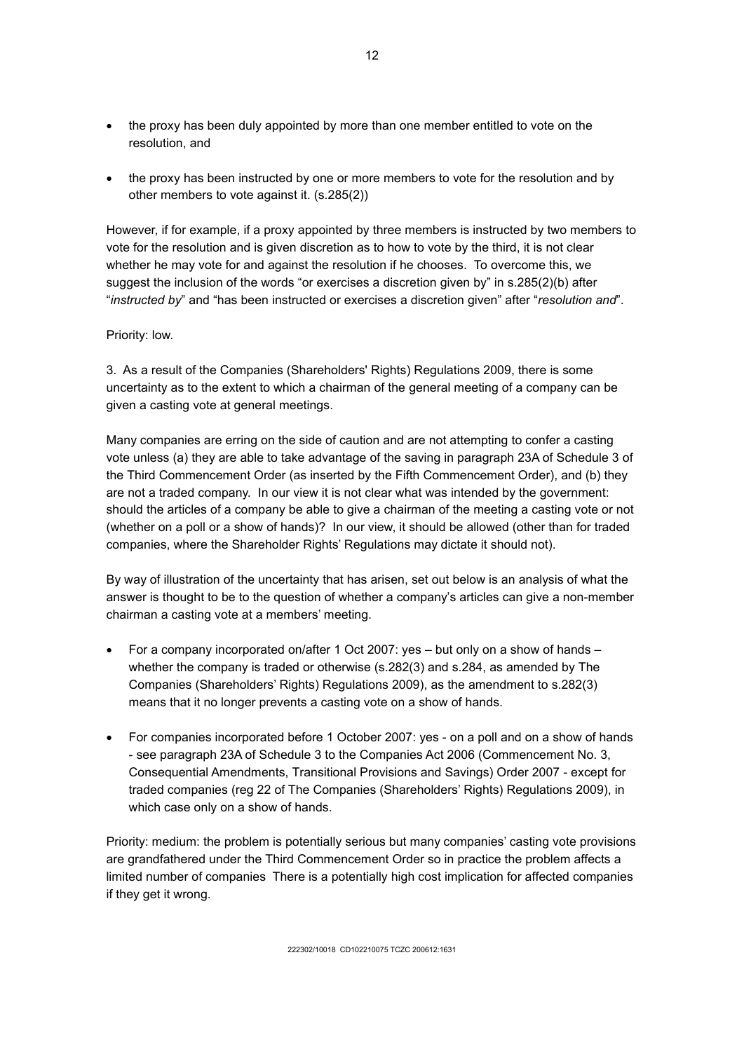- the proxy has been duly appointed by more than one member entitled to vote on the resolution, and

- the proxy has been instructed by one or more members to vote for the resolution and by other members to vote against it. (s.285(2))

However, if for example, if a proxy appointed by three members is instructed by two members to vote for the resolution and is given discretion as to how to vote by the third, it is not clear whether he may vote for and against the resolution if he chooses. To overcome this, we suggest the inclusion of the words "or exercises a discretion given by" in s.285(2)(b) after "*instructed by*" and "has been instructed or exercises a discretion given" after "*resolution and*".

Priority: low.

3. As a result of the Companies (Shareholders' Rights) Regulations 2009, there is some uncertainty as to the extent to which a chairman of the general meeting of a company can be given a casting vote at general meetings.

Many companies are erring on the side of caution and are not attempting to confer a casting vote unless (a) they are able to take advantage of the saving in paragraph 23A of Schedule 3 of the Third Commencement Order (as inserted by the Fifth Commencement Order), and (b) they are not a traded company. In our view it is not clear what was intended by the government: should the articles of a company be able to give a chairman of the meeting a casting vote or not (whether on a poll or a show of hands)? In our view, it should be allowed (other than for traded companies, where the Shareholder Rights' Regulations may dictate it should not).

By way of illustration of the uncertainty that has arisen, set out below is an analysis of what the answer is thought to be to the question of whether a company's articles can give a non-member chairman a casting vote at a members' meeting.

- For a company incorporated on/after 1 Oct 2007: yes – but only on a show of hands – whether the company is traded or otherwise (s.282(3) and s.284, as amended by The Companies (Shareholders' Rights) Regulations 2009), as the amendment to s.282(3) means that it no longer prevents a casting vote on a show of hands.

- For companies incorporated before 1 October 2007: yes - on a poll and on a show of hands - see paragraph 23A of Schedule 3 to the Companies Act 2006 (Commencement No. 3, Consequential Amendments, Transitional Provisions and Savings) Order 2007 - except for traded companies (reg 22 of The Companies (Shareholders' Rights) Regulations 2009), in which case only on a show of hands.

Priority: medium: the problem is potentially serious but many companies' casting vote provisions are grandfathered under the Third Commencement Order so in practice the problem affects a limited number of companies There is a potentially high cost implication for affected companies if they get it wrong.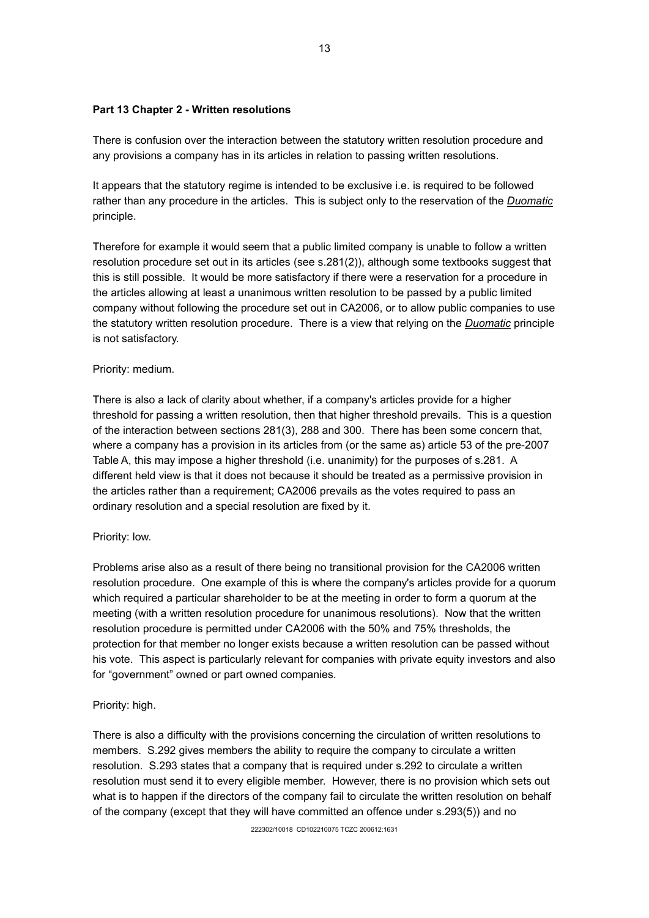**Part 13 Chapter 2 - Written resolutions**

There is confusion over the interaction between the statutory written resolution procedure and any provisions a company has in its articles in relation to passing written resolutions.

It appears that the statutory regime is intended to be exclusive i.e. is required to be followed rather than any procedure in the articles. This is subject only to the reservation of the *Duomatic* principle.

Therefore for example it would seem that a public limited company is unable to follow a written resolution procedure set out in its articles (see s.281(2)), although some textbooks suggest that this is still possible. It would be more satisfactory if there were a reservation for a procedure in the articles allowing at least a unanimous written resolution to be passed by a public limited company without following the procedure set out in CA2006, or to allow public companies to use the statutory written resolution procedure. There is a view that relying on the *Duomatic* principle is not satisfactory.

Priority: medium.

There is also a lack of clarity about whether, if a company's articles provide for a higher threshold for passing a written resolution, then that higher threshold prevails. This is a question of the interaction between sections 281(3), 288 and 300. There has been some concern that, where a company has a provision in its articles from (or the same as) article 53 of the pre-2007 Table A, this may impose a higher threshold (i.e. unanimity) for the purposes of s.281. A different held view is that it does not because it should be treated as a permissive provision in the articles rather than a requirement; CA2006 prevails as the votes required to pass an ordinary resolution and a special resolution are fixed by it.

Priority: low.

Problems arise also as a result of there being no transitional provision for the CA2006 written resolution procedure. One example of this is where the company's articles provide for a quorum which required a particular shareholder to be at the meeting in order to form a quorum at the meeting (with a written resolution procedure for unanimous resolutions). Now that the written resolution procedure is permitted under CA2006 with the 50% and 75% thresholds, the protection for that member no longer exists because a written resolution can be passed without his vote. This aspect is particularly relevant for companies with private equity investors and also for "government" owned or part owned companies.

Priority: high.

There is also a difficulty with the provisions concerning the circulation of written resolutions to members. S.292 gives members the ability to require the company to circulate a written resolution. S.293 states that a company that is required under s.292 to circulate a written resolution must send it to every eligible member. However, there is no provision which sets out what is to happen if the directors of the company fail to circulate the written resolution on behalf of the company (except that they will have committed an offence under s.293(5)) and no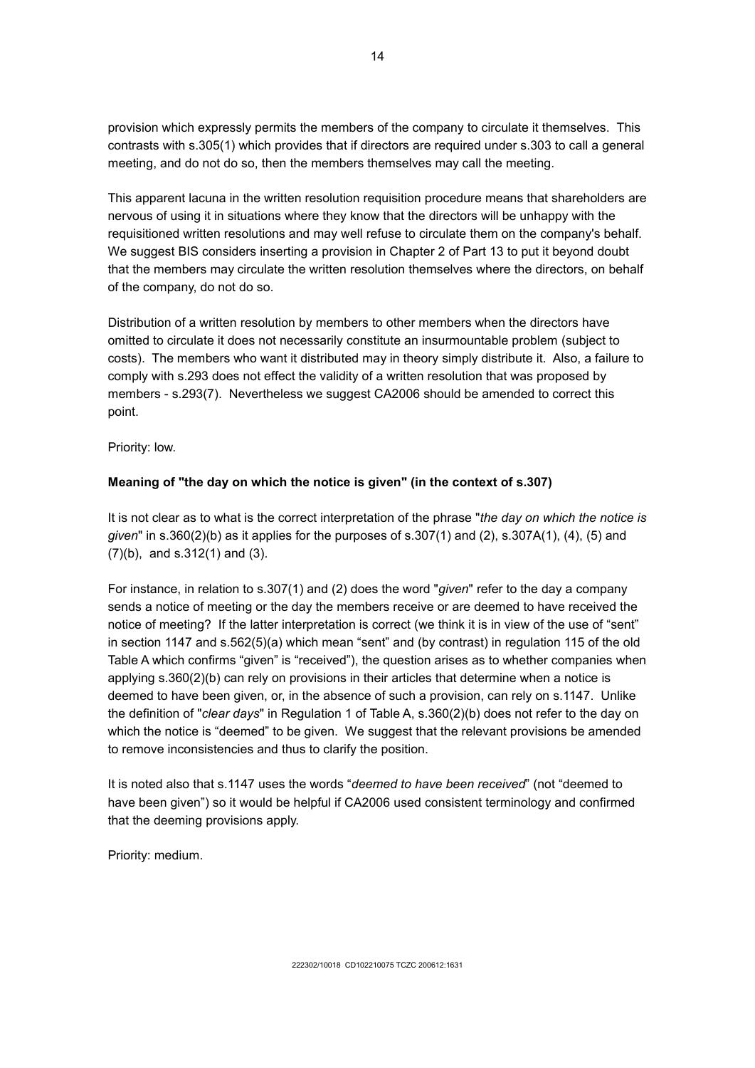provision which expressly permits the members of the company to circulate it themselves. This contrasts with s.305(1) which provides that if directors are required under s.303 to call a general meeting, and do not do so, then the members themselves may call the meeting.

This apparent lacuna in the written resolution requisition procedure means that shareholders are nervous of using it in situations where they know that the directors will be unhappy with the requisitioned written resolutions and may well refuse to circulate them on the company's behalf. We suggest BIS considers inserting a provision in Chapter 2 of Part 13 to put it beyond doubt that the members may circulate the written resolution themselves where the directors, on behalf of the company, do not do so.

Distribution of a written resolution by members to other members when the directors have omitted to circulate it does not necessarily constitute an insurmountable problem (subject to costs). The members who want it distributed may in theory simply distribute it. Also, a failure to comply with s.293 does not effect the validity of a written resolution that was proposed by members - s.293(7). Nevertheless we suggest CA2006 should be amended to correct this point.

Priority: low.

**Meaning of "the day on which the notice is given" (in the context of s.307)**

It is not clear as to what is the correct interpretation of the phrase "*the day on which the notice is given*" in s.360(2)(b) as it applies for the purposes of s.307(1) and (2), s.307A(1), (4), (5) and (7)(b), and s.312(1) and (3).

For instance, in relation to s.307(1) and (2) does the word "*given*" refer to the day a company sends a notice of meeting or the day the members receive or are deemed to have received the notice of meeting? If the latter interpretation is correct (we think it is in view of the use of "sent" in section 1147 and s.562(5)(a) which mean "sent" and (by contrast) in regulation 115 of the old Table A which confirms "given" is "received"), the question arises as to whether companies when applying s.360(2)(b) can rely on provisions in their articles that determine when a notice is deemed to have been given, or, in the absence of such a provision, can rely on s.1147. Unlike the definition of "*clear days*" in Regulation 1 of Table A, s.360(2)(b) does not refer to the day on which the notice is "deemed" to be given. We suggest that the relevant provisions be amended to remove inconsistencies and thus to clarify the position.

It is noted also that s.1147 uses the words "*deemed to have been received*" (not "deemed to have been given") so it would be helpful if CA2006 used consistent terminology and confirmed that the deeming provisions apply.

Priority: medium.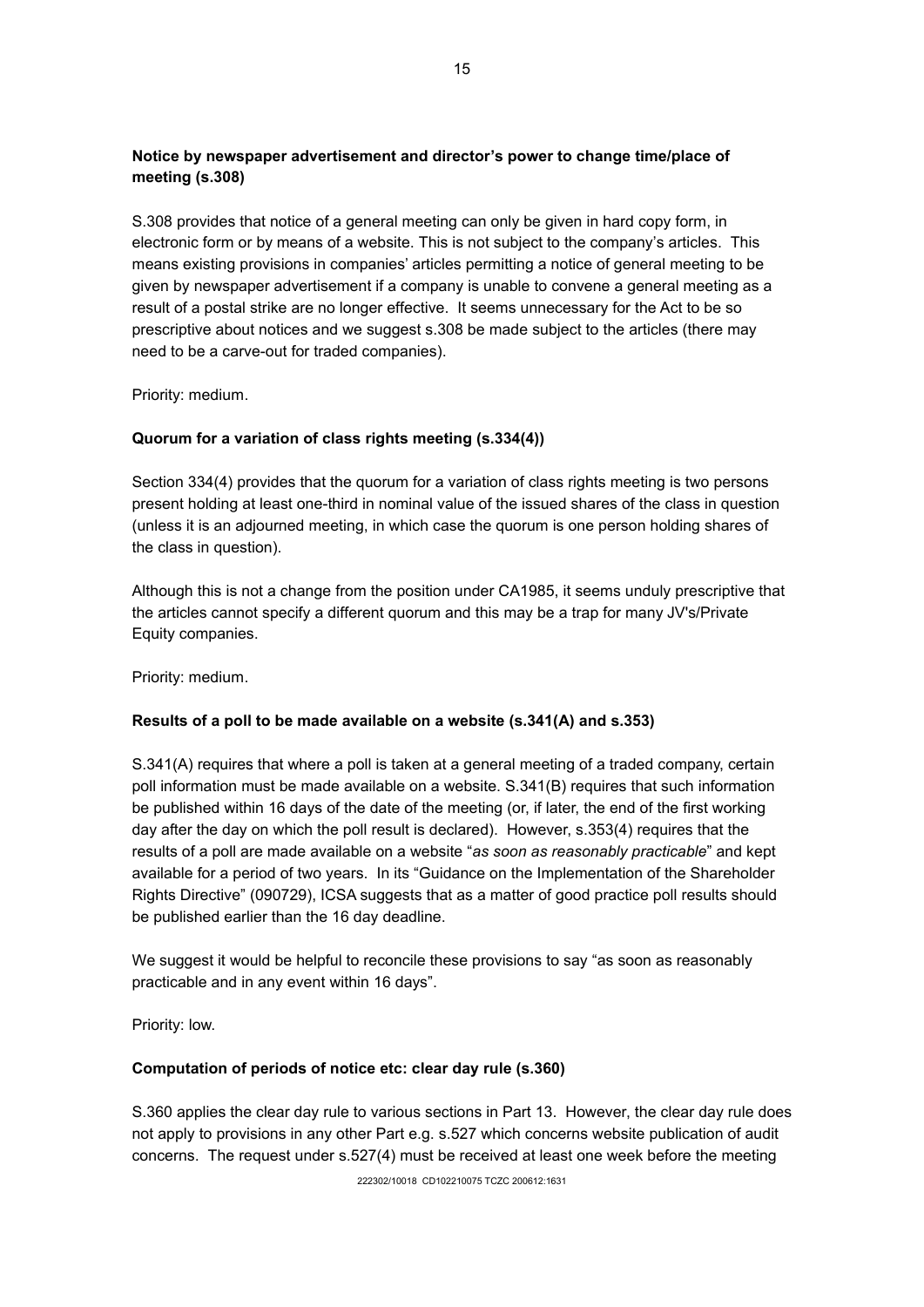**Notice by newspaper advertisement and director's power to change time/place of meeting (s.308)**

S.308 provides that notice of a general meeting can only be given in hard copy form, in electronic form or by means of a website. This is not subject to the company's articles. This means existing provisions in companies' articles permitting a notice of general meeting to be given by newspaper advertisement if a company is unable to convene a general meeting as a result of a postal strike are no longer effective. It seems unnecessary for the Act to be so prescriptive about notices and we suggest s.308 be made subject to the articles (there may need to be a carve-out for traded companies).

Priority: medium.

**Quorum for a variation of class rights meeting (s.334(4))**

Section 334(4) provides that the quorum for a variation of class rights meeting is two persons present holding at least one-third in nominal value of the issued shares of the class in question (unless it is an adjourned meeting, in which case the quorum is one person holding shares of the class in question).

Although this is not a change from the position under CA1985, it seems unduly prescriptive that the articles cannot specify a different quorum and this may be a trap for many JV's/Private Equity companies.

Priority: medium.

**Results of a poll to be made available on a website (s.341(A) and s.353)**

S.341(A) requires that where a poll is taken at a general meeting of a traded company, certain poll information must be made available on a website. S.341(B) requires that such information be published within 16 days of the date of the meeting (or, if later, the end of the first working day after the day on which the poll result is declared). However, s.353(4) requires that the results of a poll are made available on a website "*as soon as reasonably practicable*" and kept available for a period of two years. In its "Guidance on the Implementation of the Shareholder Rights Directive" (090729), ICSA suggests that as a matter of good practice poll results should be published earlier than the 16 day deadline.

We suggest it would be helpful to reconcile these provisions to say "as soon as reasonably practicable and in any event within 16 days".

Priority: low.

**Computation of periods of notice etc: clear day rule (s.360)**

S.360 applies the clear day rule to various sections in Part 13. However, the clear day rule does not apply to provisions in any other Part e.g. s.527 which concerns website publication of audit concerns. The request under s.527(4) must be received at least one week before the meeting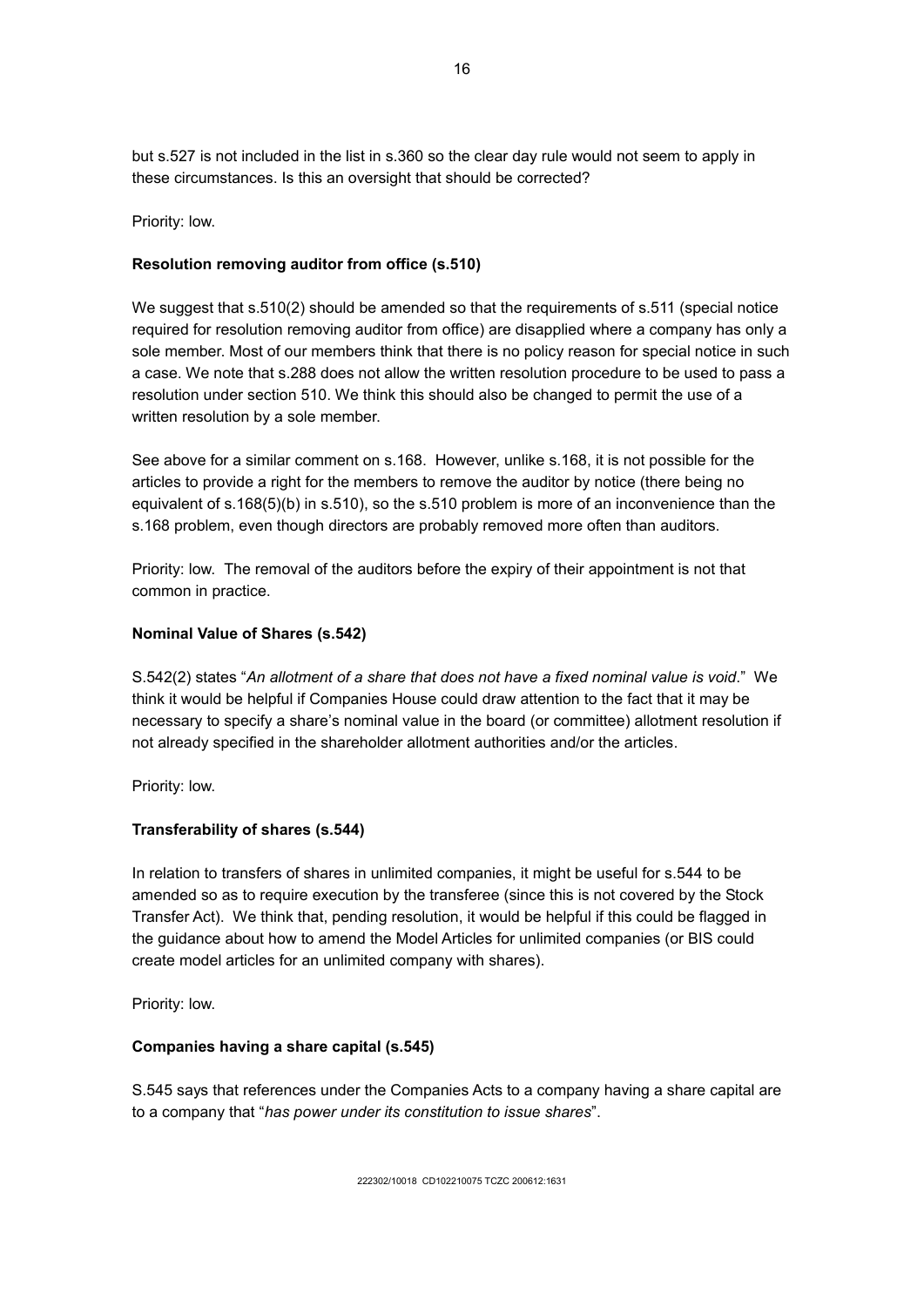but s.527 is not included in the list in s.360 so the clear day rule would not seem to apply in these circumstances. Is this an oversight that should be corrected?

Priority: low.

**Resolution removing auditor from office (s.510)**

We suggest that s.510(2) should be amended so that the requirements of s.511 (special notice required for resolution removing auditor from office) are disapplied where a company has only a sole member. Most of our members think that there is no policy reason for special notice in such a case. We note that s.288 does not allow the written resolution procedure to be used to pass a resolution under section 510. We think this should also be changed to permit the use of a written resolution by a sole member.

See above for a similar comment on s.168. However, unlike s.168, it is not possible for the articles to provide a right for the members to remove the auditor by notice (there being no equivalent of s.168(5)(b) in s.510), so the s.510 problem is more of an inconvenience than the s.168 problem, even though directors are probably removed more often than auditors.

Priority: low. The removal of the auditors before the expiry of their appointment is not that common in practice.

**Nominal Value of Shares (s.542)**

S.542(2) states "*An allotment of a share that does not have a fixed nominal value is void*." We think it would be helpful if Companies House could draw attention to the fact that it may be necessary to specify a share's nominal value in the board (or committee) allotment resolution if not already specified in the shareholder allotment authorities and/or the articles.

Priority: low.

**Transferability of shares (s.544)**

In relation to transfers of shares in unlimited companies, it might be useful for s.544 to be amended so as to require execution by the transferee (since this is not covered by the Stock Transfer Act). We think that, pending resolution, it would be helpful if this could be flagged in the guidance about how to amend the Model Articles for unlimited companies (or BIS could create model articles for an unlimited company with shares).

Priority: low.

**Companies having a share capital (s.545)**

S.545 says that references under the Companies Acts to a company having a share capital are to a company that "*has power under its constitution to issue shares*".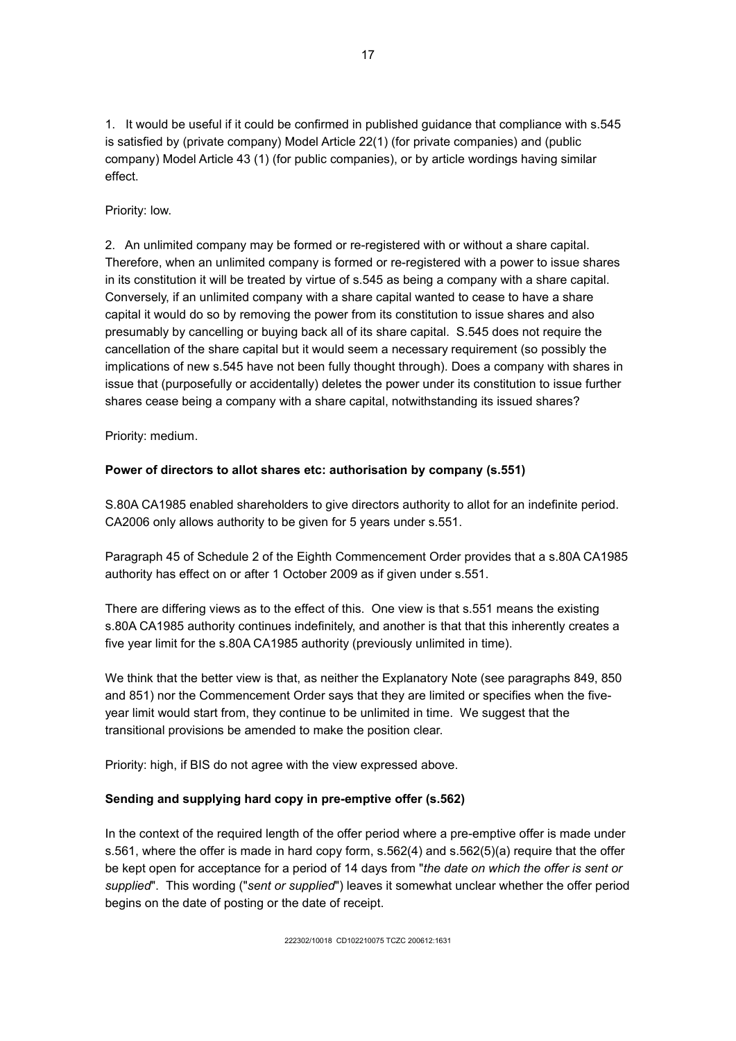1. It would be useful if it could be confirmed in published guidance that compliance with s.545 is satisfied by (private company) Model Article 22(1) (for private companies) and (public company) Model Article 43 (1) (for public companies), or by article wordings having similar effect.

Priority: low.

2. An unlimited company may be formed or re-registered with or without a share capital. Therefore, when an unlimited company is formed or re-registered with a power to issue shares in its constitution it will be treated by virtue of s.545 as being a company with a share capital. Conversely, if an unlimited company with a share capital wanted to cease to have a share capital it would do so by removing the power from its constitution to issue shares and also presumably by cancelling or buying back all of its share capital. S.545 does not require the cancellation of the share capital but it would seem a necessary requirement (so possibly the implications of new s.545 have not been fully thought through). Does a company with shares in issue that (purposefully or accidentally) deletes the power under its constitution to issue further shares cease being a company with a share capital, notwithstanding its issued shares?

Priority: medium.

**Power of directors to allot shares etc: authorisation by company (s.551)**

S.80A CA1985 enabled shareholders to give directors authority to allot for an indefinite period. CA2006 only allows authority to be given for 5 years under s.551.

Paragraph 45 of Schedule 2 of the Eighth Commencement Order provides that a s.80A CA1985 authority has effect on or after 1 October 2009 as if given under s.551.

There are differing views as to the effect of this. One view is that s.551 means the existing s.80A CA1985 authority continues indefinitely, and another is that that this inherently creates a five year limit for the s.80A CA1985 authority (previously unlimited in time).

We think that the better view is that, as neither the Explanatory Note (see paragraphs 849, 850 and 851) nor the Commencement Order says that they are limited or specifies when the five-year limit would start from, they continue to be unlimited in time. We suggest that the transitional provisions be amended to make the position clear.

Priority: high, if BIS do not agree with the view expressed above.

**Sending and supplying hard copy in pre-emptive offer (s.562)**

In the context of the required length of the offer period where a pre-emptive offer is made under s.561, where the offer is made in hard copy form, s.562(4) and s.562(5)(a) require that the offer be kept open for acceptance for a period of 14 days from "*the date on which the offer is sent or supplied*". This wording ("*sent or supplied*") leaves it somewhat unclear whether the offer period begins on the date of posting or the date of receipt.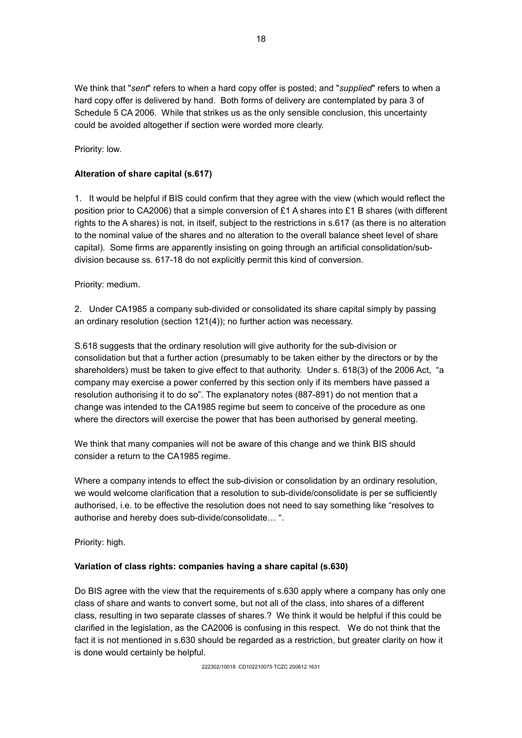We think that "*sent*" refers to when a hard copy offer is posted; and "*supplied*" refers to when a hard copy offer is delivered by hand. Both forms of delivery are contemplated by para 3 of Schedule 5 CA 2006. While that strikes us as the only sensible conclusion, this uncertainty could be avoided altogether if section were worded more clearly.

Priority: low.

**Alteration of share capital (s.617)**

1. It would be helpful if BIS could confirm that they agree with the view (which would reflect the position prior to CA2006) that a simple conversion of £1 A shares into £1 B shares (with different rights to the A shares) is not, in itself, subject to the restrictions in s.617 (as there is no alteration to the nominal value of the shares and no alteration to the overall balance sheet level of share capital). Some firms are apparently insisting on going through an artificial consolidation/sub-division because ss. 617-18 do not explicitly permit this kind of conversion.

Priority: medium.

2. Under CA1985 a company sub-divided or consolidated its share capital simply by passing an ordinary resolution (section 121(4)); no further action was necessary.

S.618 suggests that the ordinary resolution will give authority for the sub-division or consolidation but that a further action (presumably to be taken either by the directors or by the shareholders) must be taken to give effect to that authority. Under s. 618(3) of the 2006 Act, "a company may exercise a power conferred by this section only if its members have passed a resolution authorising it to do so". The explanatory notes (887-891) do not mention that a change was intended to the CA1985 regime but seem to conceive of the procedure as one where the directors will exercise the power that has been authorised by general meeting.

We think that many companies will not be aware of this change and we think BIS should consider a return to the CA1985 regime.

Where a company intends to effect the sub-division or consolidation by an ordinary resolution, we would welcome clarification that a resolution to sub-divide/consolidate is per se sufficiently authorised, i.e. to be effective the resolution does not need to say something like "resolves to authorise and hereby does sub-divide/consolidate… ".

Priority: high.

**Variation of class rights: companies having a share capital (s.630)**

Do BIS agree with the view that the requirements of s.630 apply where a company has only one class of share and wants to convert some, but not all of the class, into shares of a different class, resulting in two separate classes of shares.? We think it would be helpful if this could be clarified in the legislation, as the CA2006 is confusing in this respect. We do not think that the fact it is not mentioned in s.630 should be regarded as a restriction, but greater clarity on how it is done would certainly be helpful.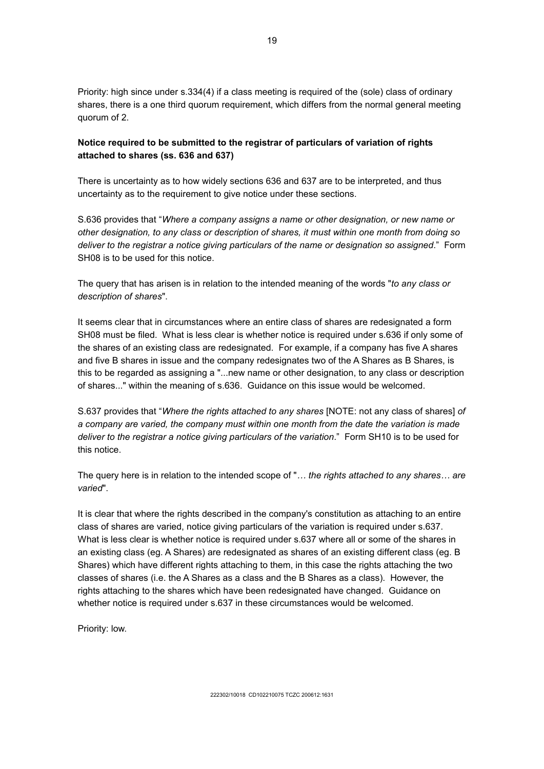Priority: high since under s.334(4) if a class meeting is required of the (sole) class of ordinary shares, there is a one third quorum requirement, which differs from the normal general meeting quorum of 2.

**Notice required to be submitted to the registrar of particulars of variation of rights attached to shares (ss. 636 and 637)**

There is uncertainty as to how widely sections 636 and 637 are to be interpreted, and thus uncertainty as to the requirement to give notice under these sections.

S.636 provides that "*Where a company assigns a name or other designation, or new name or other designation, to any class or description of shares, it must within one month from doing so deliver to the registrar a notice giving particulars of the name or designation so assigned*." Form SH08 is to be used for this notice.

The query that has arisen is in relation to the intended meaning of the words "*to any class or description of shares*".

It seems clear that in circumstances where an entire class of shares are redesignated a form SH08 must be filed. What is less clear is whether notice is required under s.636 if only some of the shares of an existing class are redesignated. For example, if a company has five A shares and five B shares in issue and the company redesignates two of the A Shares as B Shares, is this to be regarded as assigning a "...new name or other designation, to any class or description of shares..." within the meaning of s.636. Guidance on this issue would be welcomed.

S.637 provides that "*Where the rights attached to any shares* [NOTE: not any class of shares] *of a company are varied, the company must within one month from the date the variation is made deliver to the registrar a notice giving particulars of the variation*." Form SH10 is to be used for this notice.

The query here is in relation to the intended scope of "*… the rights attached to any shares… are varied*".

It is clear that where the rights described in the company's constitution as attaching to an entire class of shares are varied, notice giving particulars of the variation is required under s.637. What is less clear is whether notice is required under s.637 where all or some of the shares in an existing class (eg. A Shares) are redesignated as shares of an existing different class (eg. B Shares) which have different rights attaching to them, in this case the rights attaching the two classes of shares (i.e. the A Shares as a class and the B Shares as a class). However, the rights attaching to the shares which have been redesignated have changed. Guidance on whether notice is required under s.637 in these circumstances would be welcomed.

Priority: low.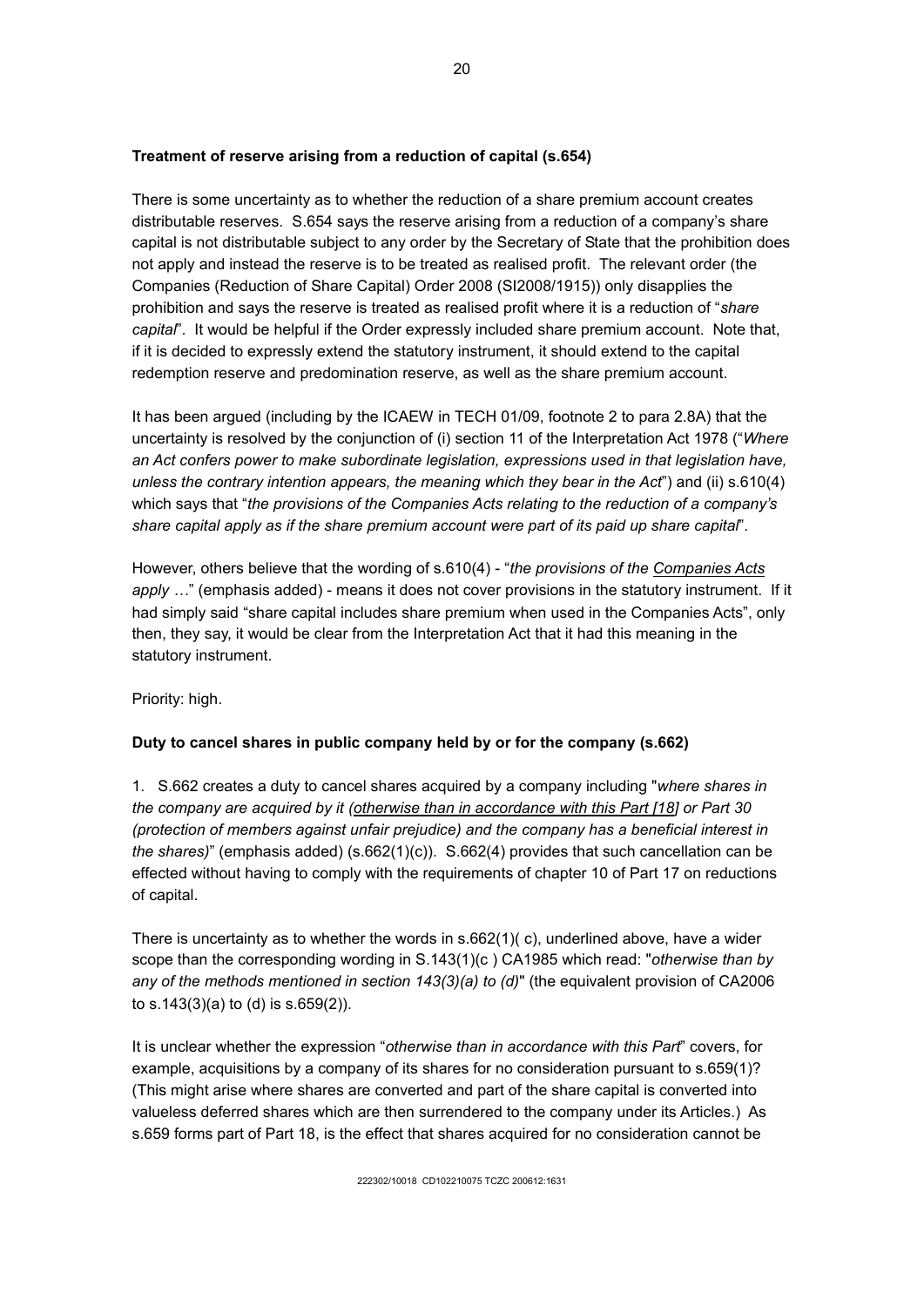**Treatment of reserve arising from a reduction of capital (s.654)**

There is some uncertainty as to whether the reduction of a share premium account creates distributable reserves. S.654 says the reserve arising from a reduction of a company's share capital is not distributable subject to any order by the Secretary of State that the prohibition does not apply and instead the reserve is to be treated as realised profit. The relevant order (the Companies (Reduction of Share Capital) Order 2008 (SI2008/1915)) only disapplies the prohibition and says the reserve is treated as realised profit where it is a reduction of "*share capital*". It would be helpful if the Order expressly included share premium account. Note that, if it is decided to expressly extend the statutory instrument, it should extend to the capital redemption reserve and predomination reserve, as well as the share premium account.

It has been argued (including by the ICAEW in TECH 01/09, footnote 2 to para 2.8A) that the uncertainty is resolved by the conjunction of (i) section 11 of the Interpretation Act 1978 ("*Where an Act confers power to make subordinate legislation, expressions used in that legislation have, unless the contrary intention appears, the meaning which they bear in the Act*") and (ii) s.610(4) which says that "*the provisions of the Companies Acts relating to the reduction of a company's share capital apply as if the share premium account were part of its paid up share capital*".

However, others believe that the wording of s.610(4) - "*the provisions of the <u>Companies Acts</u> apply …*" (emphasis added) - means it does not cover provisions in the statutory instrument. If it had simply said "share capital includes share premium when used in the Companies Acts", only then, they say, it would be clear from the Interpretation Act that it had this meaning in the statutory instrument.

Priority: high.

**Duty to cancel shares in public company held by or for the company (s.662)**

1. S.662 creates a duty to cancel shares acquired by a company including "*where shares in the company are acquired by it (<u>otherwise than in accordance with this Part [18]</u> or Part 30 (protection of members against unfair prejudice) and the company has a beneficial interest in the shares)*" (emphasis added) (s.662(1)(c)). S.662(4) provides that such cancellation can be effected without having to comply with the requirements of chapter 10 of Part 17 on reductions of capital.

There is uncertainty as to whether the words in s.662(1)( c), underlined above, have a wider scope than the corresponding wording in S.143(1)(c ) CA1985 which read: "*otherwise than by any of the methods mentioned in section 143(3)(a) to (d)*" (the equivalent provision of CA2006 to s.143(3)(a) to (d) is s.659(2)).

It is unclear whether the expression "*otherwise than in accordance with this Part*" covers, for example, acquisitions by a company of its shares for no consideration pursuant to s.659(1)? (This might arise where shares are converted and part of the share capital is converted into valueless deferred shares which are then surrendered to the company under its Articles.) As s.659 forms part of Part 18, is the effect that shares acquired for no consideration cannot be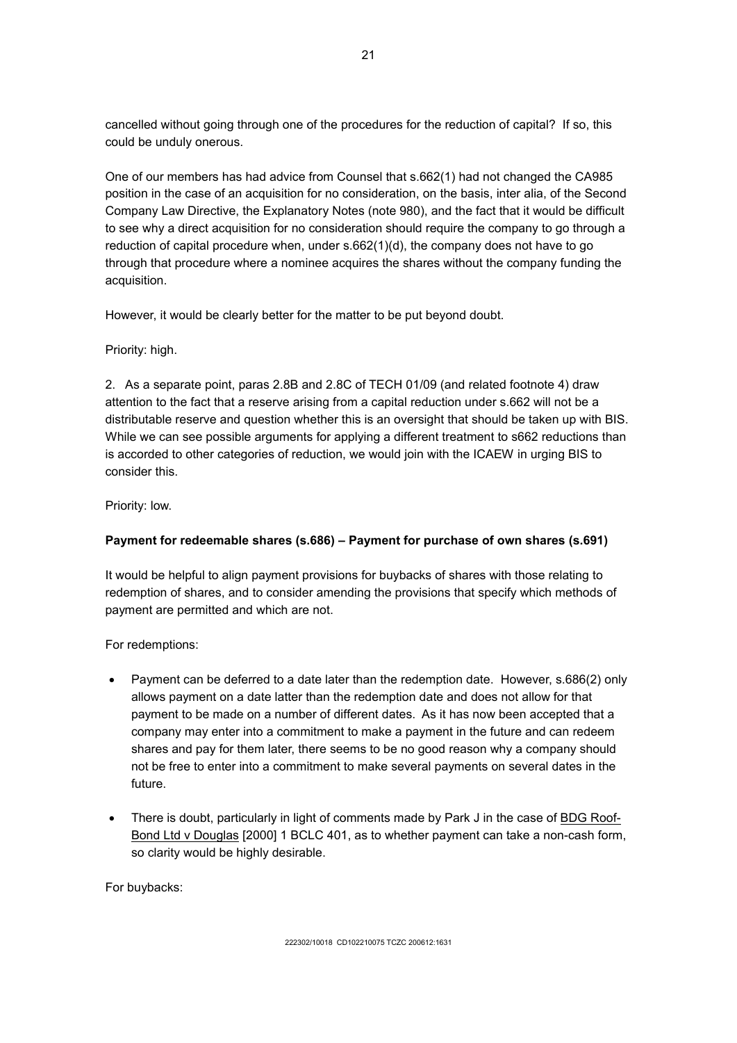cancelled without going through one of the procedures for the reduction of capital? If so, this could be unduly onerous.

One of our members has had advice from Counsel that s.662(1) had not changed the CA985 position in the case of an acquisition for no consideration, on the basis, inter alia, of the Second Company Law Directive, the Explanatory Notes (note 980), and the fact that it would be difficult to see why a direct acquisition for no consideration should require the company to go through a reduction of capital procedure when, under s.662(1)(d), the company does not have to go through that procedure where a nominee acquires the shares without the company funding the acquisition.

However, it would be clearly better for the matter to be put beyond doubt.

Priority: high.

2. As a separate point, paras 2.8B and 2.8C of TECH 01/09 (and related footnote 4) draw attention to the fact that a reserve arising from a capital reduction under s.662 will not be a distributable reserve and question whether this is an oversight that should be taken up with BIS. While we can see possible arguments for applying a different treatment to s662 reductions than is accorded to other categories of reduction, we would join with the ICAEW in urging BIS to consider this.

Priority: low.

**Payment for redeemable shares (s.686) – Payment for purchase of own shares (s.691)**

It would be helpful to align payment provisions for buybacks of shares with those relating to redemption of shares, and to consider amending the provisions that specify which methods of payment are permitted and which are not.

For redemptions:

- Payment can be deferred to a date later than the redemption date. However, s.686(2) only allows payment on a date latter than the redemption date and does not allow for that payment to be made on a number of different dates. As it has now been accepted that a company may enter into a commitment to make a payment in the future and can redeem shares and pay for them later, there seems to be no good reason why a company should not be free to enter into a commitment to make several payments on several dates in the future.
- There is doubt, particularly in light of comments made by Park J in the case of BDG Roof-Bond Ltd v Douglas [2000] 1 BCLC 401, as to whether payment can take a non-cash form, so clarity would be highly desirable.

For buybacks: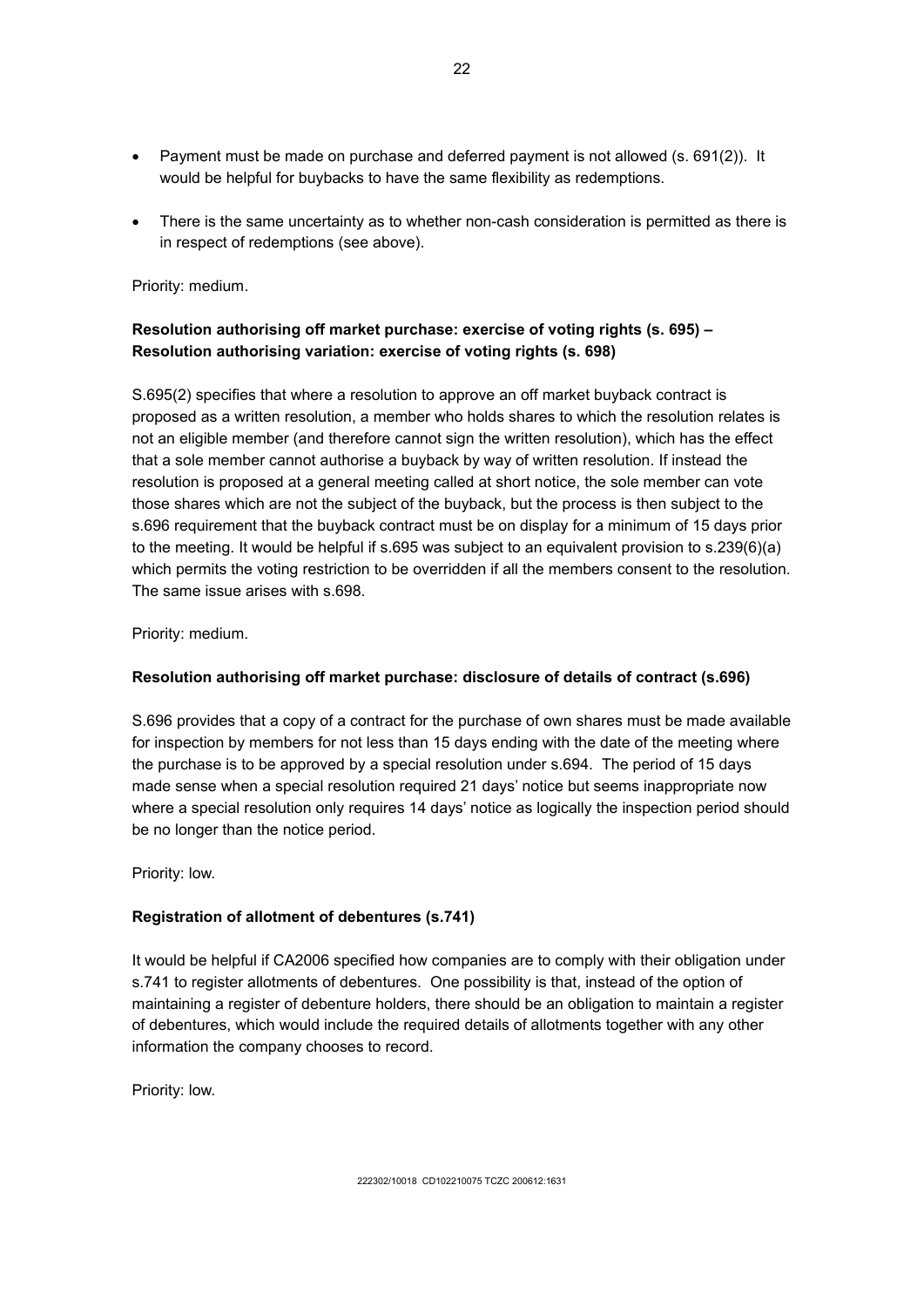- Payment must be made on purchase and deferred payment is not allowed (s. 691(2)). It would be helpful for buybacks to have the same flexibility as redemptions.
- There is the same uncertainty as to whether non-cash consideration is permitted as there is in respect of redemptions (see above).

Priority: medium.

**Resolution authorising off market purchase: exercise of voting rights (s. 695) – Resolution authorising variation: exercise of voting rights (s. 698)**

S.695(2) specifies that where a resolution to approve an off market buyback contract is proposed as a written resolution, a member who holds shares to which the resolution relates is not an eligible member (and therefore cannot sign the written resolution), which has the effect that a sole member cannot authorise a buyback by way of written resolution. If instead the resolution is proposed at a general meeting called at short notice, the sole member can vote those shares which are not the subject of the buyback, but the process is then subject to the s.696 requirement that the buyback contract must be on display for a minimum of 15 days prior to the meeting. It would be helpful if s.695 was subject to an equivalent provision to s.239(6)(a) which permits the voting restriction to be overridden if all the members consent to the resolution. The same issue arises with s.698.

Priority: medium.

**Resolution authorising off market purchase: disclosure of details of contract (s.696)**

S.696 provides that a copy of a contract for the purchase of own shares must be made available for inspection by members for not less than 15 days ending with the date of the meeting where the purchase is to be approved by a special resolution under s.694. The period of 15 days made sense when a special resolution required 21 days' notice but seems inappropriate now where a special resolution only requires 14 days' notice as logically the inspection period should be no longer than the notice period.

Priority: low.

**Registration of allotment of debentures (s.741)**

It would be helpful if CA2006 specified how companies are to comply with their obligation under s.741 to register allotments of debentures. One possibility is that, instead of the option of maintaining a register of debenture holders, there should be an obligation to maintain a register of debentures, which would include the required details of allotments together with any other information the company chooses to record.

Priority: low.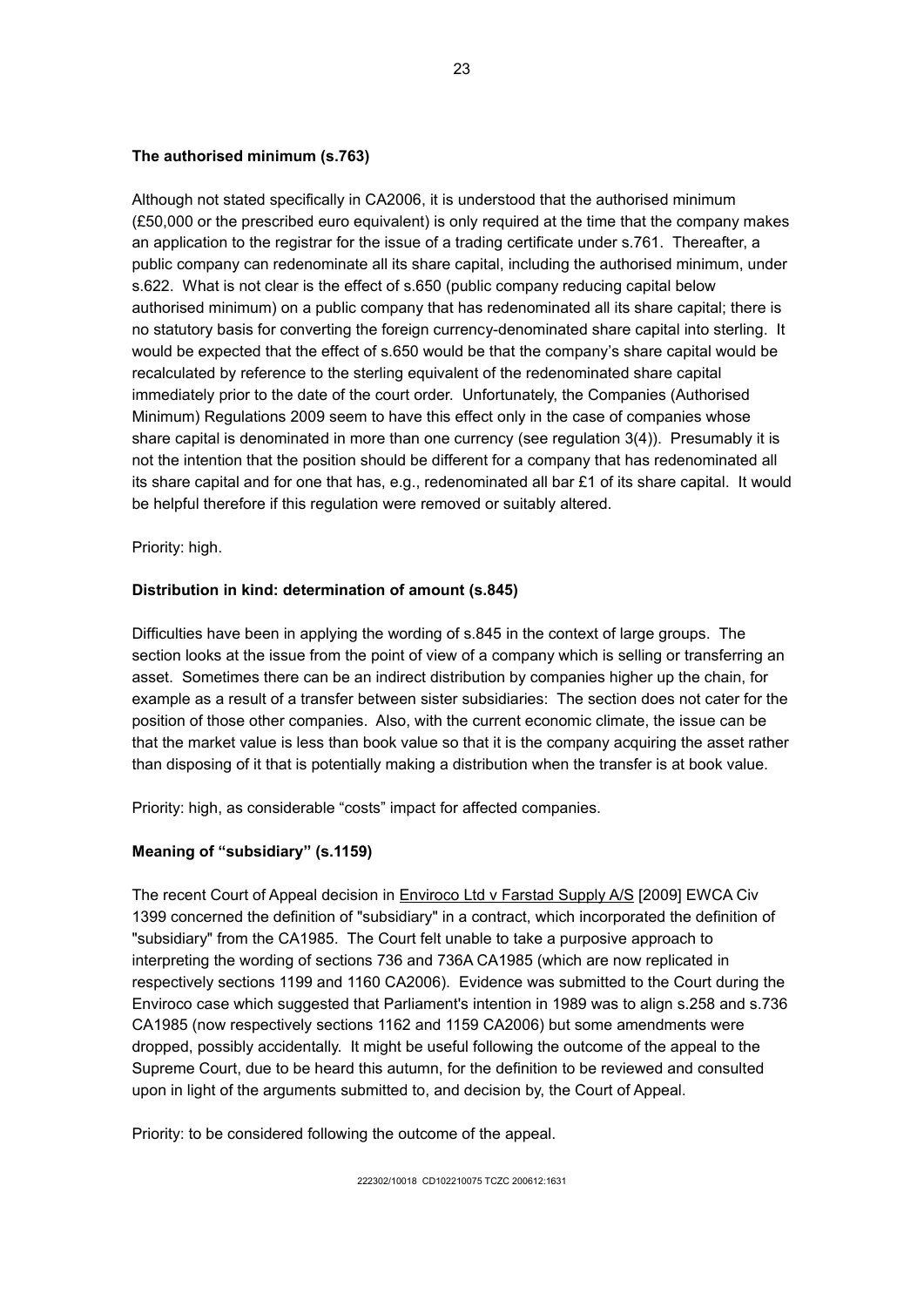**The authorised minimum (s.763)**

Although not stated specifically in CA2006, it is understood that the authorised minimum (£50,000 or the prescribed euro equivalent) is only required at the time that the company makes an application to the registrar for the issue of a trading certificate under s.761. Thereafter, a public company can redenominate all its share capital, including the authorised minimum, under s.622. What is not clear is the effect of s.650 (public company reducing capital below authorised minimum) on a public company that has redenominated all its share capital; there is no statutory basis for converting the foreign currency-denominated share capital into sterling. It would be expected that the effect of s.650 would be that the company's share capital would be recalculated by reference to the sterling equivalent of the redenominated share capital immediately prior to the date of the court order. Unfortunately, the Companies (Authorised Minimum) Regulations 2009 seem to have this effect only in the case of companies whose share capital is denominated in more than one currency (see regulation 3(4)). Presumably it is not the intention that the position should be different for a company that has redenominated all its share capital and for one that has, e.g., redenominated all bar £1 of its share capital. It would be helpful therefore if this regulation were removed or suitably altered.

Priority: high.

**Distribution in kind: determination of amount (s.845)**

Difficulties have been in applying the wording of s.845 in the context of large groups. The section looks at the issue from the point of view of a company which is selling or transferring an asset. Sometimes there can be an indirect distribution by companies higher up the chain, for example as a result of a transfer between sister subsidiaries: The section does not cater for the position of those other companies. Also, with the current economic climate, the issue can be that the market value is less than book value so that it is the company acquiring the asset rather than disposing of it that is potentially making a distribution when the transfer is at book value.

Priority: high, as considerable "costs" impact for affected companies.

**Meaning of "subsidiary" (s.1159)**

The recent Court of Appeal decision in Enviroco Ltd v Farstad Supply A/S [2009] EWCA Civ 1399 concerned the definition of "subsidiary" in a contract, which incorporated the definition of "subsidiary" from the CA1985. The Court felt unable to take a purposive approach to interpreting the wording of sections 736 and 736A CA1985 (which are now replicated in respectively sections 1199 and 1160 CA2006). Evidence was submitted to the Court during the Enviroco case which suggested that Parliament's intention in 1989 was to align s.258 and s.736 CA1985 (now respectively sections 1162 and 1159 CA2006) but some amendments were dropped, possibly accidentally. It might be useful following the outcome of the appeal to the Supreme Court, due to be heard this autumn, for the definition to be reviewed and consulted upon in light of the arguments submitted to, and decision by, the Court of Appeal.

Priority: to be considered following the outcome of the appeal.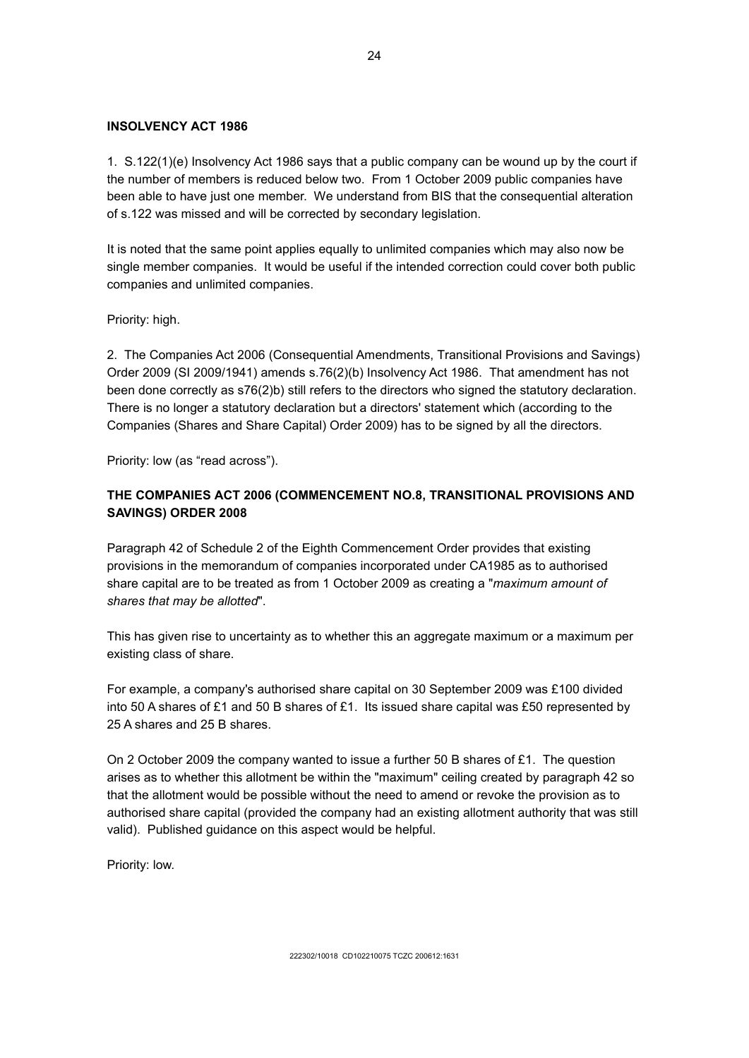**INSOLVENCY ACT 1986**

1. S.122(1)(e) Insolvency Act 1986 says that a public company can be wound up by the court if the number of members is reduced below two. From 1 October 2009 public companies have been able to have just one member. We understand from BIS that the consequential alteration of s.122 was missed and will be corrected by secondary legislation.

It is noted that the same point applies equally to unlimited companies which may also now be single member companies. It would be useful if the intended correction could cover both public companies and unlimited companies.

Priority: high.

2. The Companies Act 2006 (Consequential Amendments, Transitional Provisions and Savings) Order 2009 (SI 2009/1941) amends s.76(2)(b) Insolvency Act 1986. That amendment has not been done correctly as s76(2)b) still refers to the directors who signed the statutory declaration. There is no longer a statutory declaration but a directors' statement which (according to the Companies (Shares and Share Capital) Order 2009) has to be signed by all the directors.

Priority: low (as “read across”).

**THE COMPANIES ACT 2006 (COMMENCEMENT NO.8, TRANSITIONAL PROVISIONS AND SAVINGS) ORDER 2008**

Paragraph 42 of Schedule 2 of the Eighth Commencement Order provides that existing provisions in the memorandum of companies incorporated under CA1985 as to authorised share capital are to be treated as from 1 October 2009 as creating a "*maximum amount of shares that may be allotted*".

This has given rise to uncertainty as to whether this an aggregate maximum or a maximum per existing class of share.

For example, a company's authorised share capital on 30 September 2009 was £100 divided into 50 A shares of £1 and 50 B shares of £1. Its issued share capital was £50 represented by 25 A shares and 25 B shares.

On 2 October 2009 the company wanted to issue a further 50 B shares of £1. The question arises as to whether this allotment be within the "maximum" ceiling created by paragraph 42 so that the allotment would be possible without the need to amend or revoke the provision as to authorised share capital (provided the company had an existing allotment authority that was still valid). Published guidance on this aspect would be helpful.

Priority: low.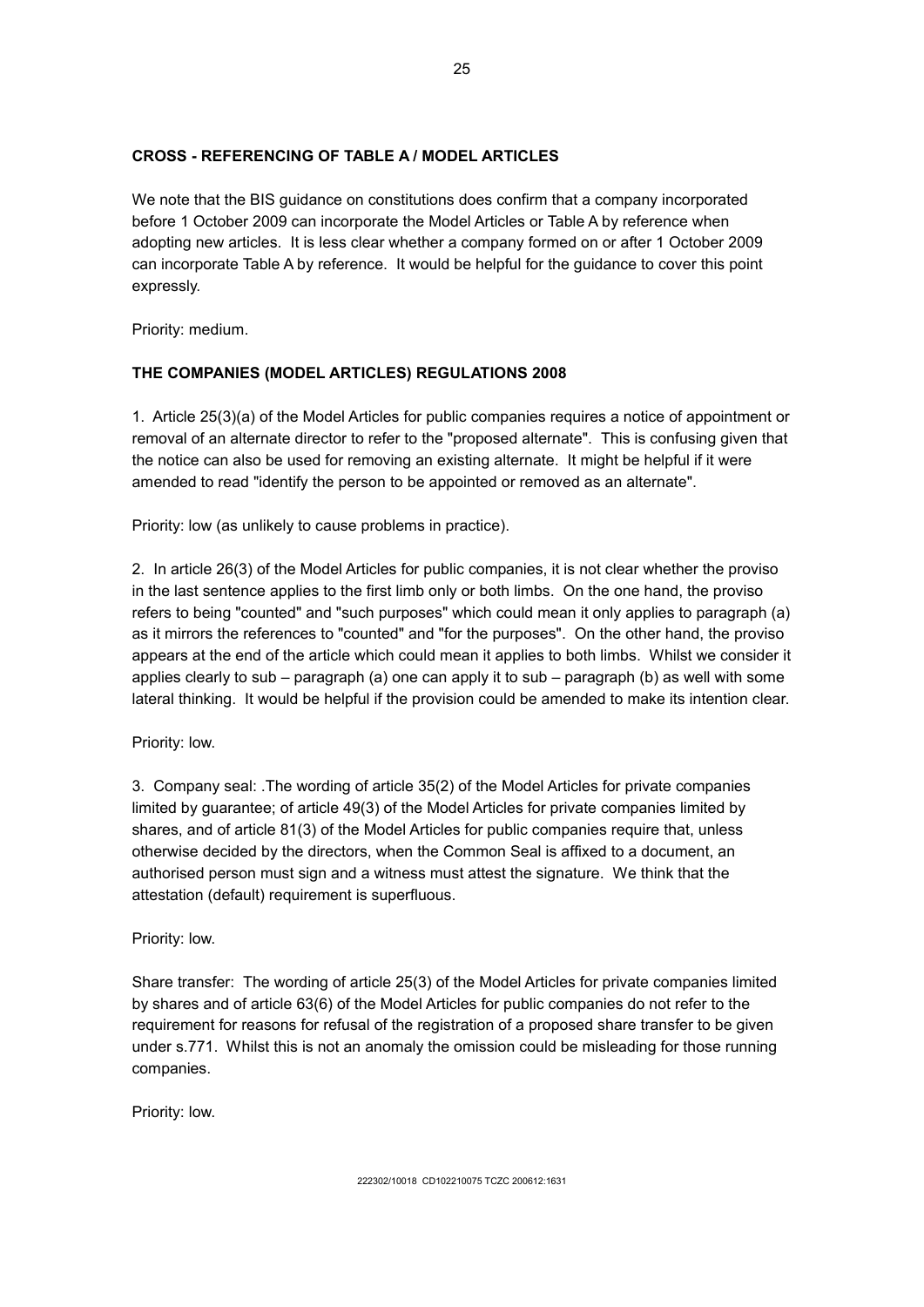**CROSS - REFERENCING OF TABLE A / MODEL ARTICLES**

We note that the BIS guidance on constitutions does confirm that a company incorporated before 1 October 2009 can incorporate the Model Articles or Table A by reference when adopting new articles. It is less clear whether a company formed on or after 1 October 2009 can incorporate Table A by reference. It would be helpful for the guidance to cover this point expressly.

Priority: medium.

**THE COMPANIES (MODEL ARTICLES) REGULATIONS 2008**

1. Article 25(3)(a) of the Model Articles for public companies requires a notice of appointment or removal of an alternate director to refer to the "proposed alternate". This is confusing given that the notice can also be used for removing an existing alternate. It might be helpful if it were amended to read "identify the person to be appointed or removed as an alternate".

Priority: low (as unlikely to cause problems in practice).

2. In article 26(3) of the Model Articles for public companies, it is not clear whether the proviso in the last sentence applies to the first limb only or both limbs. On the one hand, the proviso refers to being "counted" and "such purposes" which could mean it only applies to paragraph (a) as it mirrors the references to "counted" and "for the purposes". On the other hand, the proviso appears at the end of the article which could mean it applies to both limbs. Whilst we consider it applies clearly to sub – paragraph (a) one can apply it to sub – paragraph (b) as well with some lateral thinking. It would be helpful if the provision could be amended to make its intention clear.

Priority: low.

3. Company seal: .The wording of article 35(2) of the Model Articles for private companies limited by guarantee; of article 49(3) of the Model Articles for private companies limited by shares, and of article 81(3) of the Model Articles for public companies require that, unless otherwise decided by the directors, when the Common Seal is affixed to a document, an authorised person must sign and a witness must attest the signature. We think that the attestation (default) requirement is superfluous.

Priority: low.

Share transfer: The wording of article 25(3) of the Model Articles for private companies limited by shares and of article 63(6) of the Model Articles for public companies do not refer to the requirement for reasons for refusal of the registration of a proposed share transfer to be given under s.771. Whilst this is not an anomaly the omission could be misleading for those running companies.

Priority: low.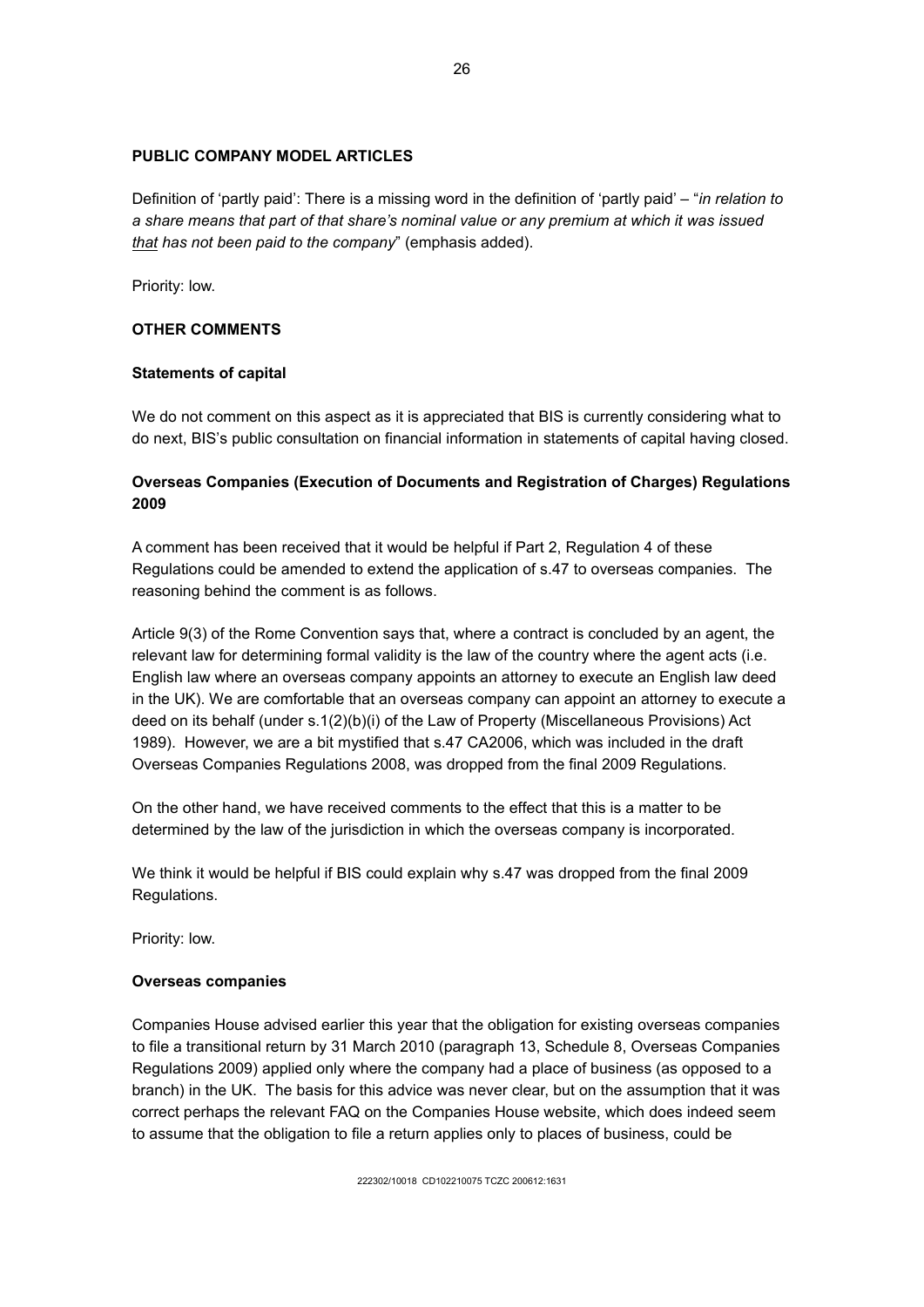**PUBLIC COMPANY MODEL ARTICLES**

Definition of 'partly paid': There is a missing word in the definition of 'partly paid' – "*in relation to a share means that part of that share's nominal value or any premium at which it was issued <u>that</u> has not been paid to the company*" (emphasis added).

Priority: low.

**OTHER COMMENTS**

**Statements of capital**

We do not comment on this aspect as it is appreciated that BIS is currently considering what to do next, BIS's public consultation on financial information in statements of capital having closed.

**Overseas Companies (Execution of Documents and Registration of Charges) Regulations 2009**

A comment has been received that it would be helpful if Part 2, Regulation 4 of these Regulations could be amended to extend the application of s.47 to overseas companies. The reasoning behind the comment is as follows.

Article 9(3) of the Rome Convention says that, where a contract is concluded by an agent, the relevant law for determining formal validity is the law of the country where the agent acts (i.e. English law where an overseas company appoints an attorney to execute an English law deed in the UK). We are comfortable that an overseas company can appoint an attorney to execute a deed on its behalf (under s.1(2)(b)(i) of the Law of Property (Miscellaneous Provisions) Act 1989). However, we are a bit mystified that s.47 CA2006, which was included in the draft Overseas Companies Regulations 2008, was dropped from the final 2009 Regulations.

On the other hand, we have received comments to the effect that this is a matter to be determined by the law of the jurisdiction in which the overseas company is incorporated.

We think it would be helpful if BIS could explain why s.47 was dropped from the final 2009 Regulations.

Priority: low.

**Overseas companies**

Companies House advised earlier this year that the obligation for existing overseas companies to file a transitional return by 31 March 2010 (paragraph 13, Schedule 8, Overseas Companies Regulations 2009) applied only where the company had a place of business (as opposed to a branch) in the UK. The basis for this advice was never clear, but on the assumption that it was correct perhaps the relevant FAQ on the Companies House website, which does indeed seem to assume that the obligation to file a return applies only to places of business, could be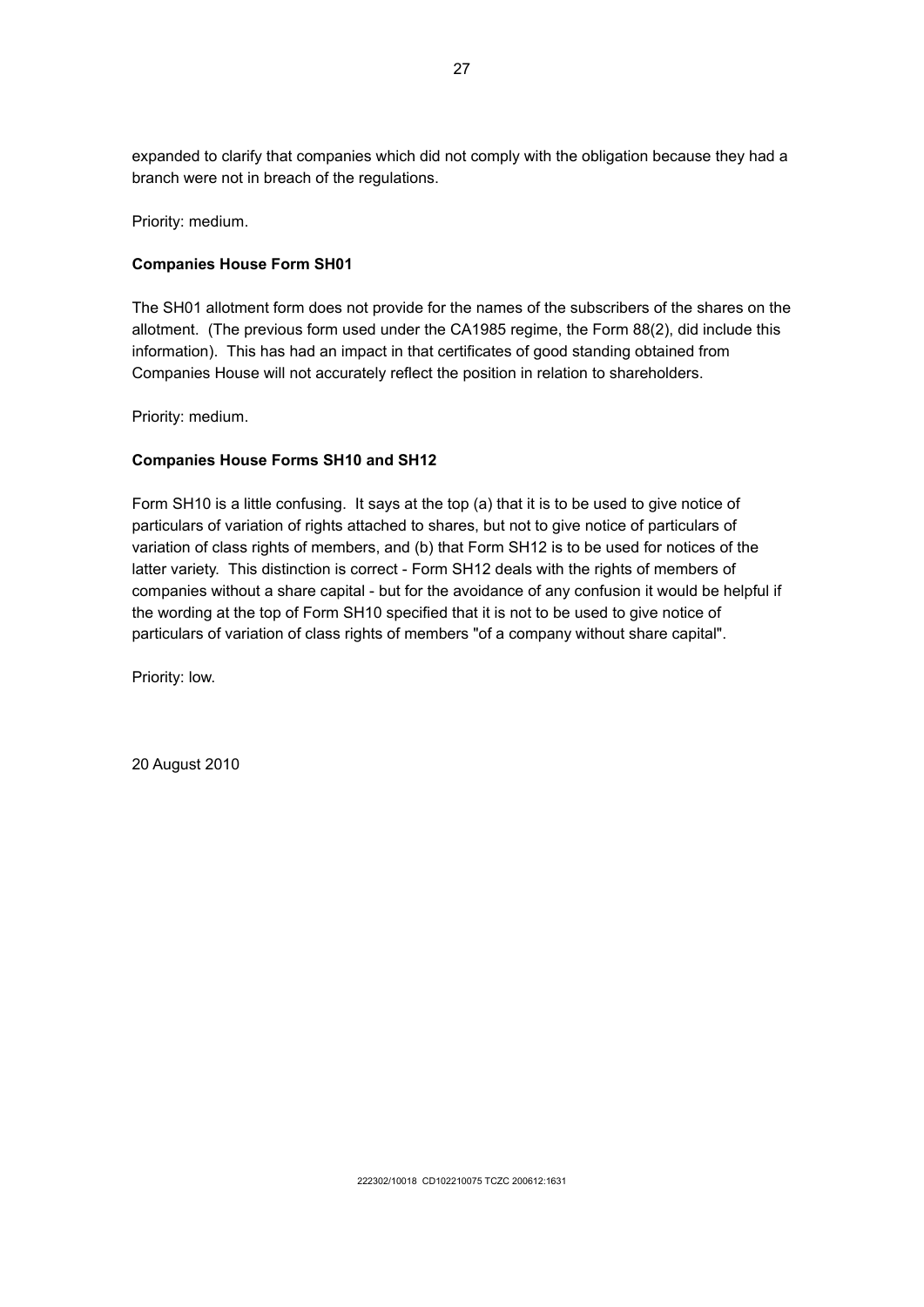expanded to clarify that companies which did not comply with the obligation because they had a branch were not in breach of the regulations.

Priority: medium.

**Companies House Form SH01**

The SH01 allotment form does not provide for the names of the subscribers of the shares on the allotment. (The previous form used under the CA1985 regime, the Form 88(2), did include this information). This has had an impact in that certificates of good standing obtained from Companies House will not accurately reflect the position in relation to shareholders.

Priority: medium.

**Companies House Forms SH10 and SH12**

Form SH10 is a little confusing. It says at the top (a) that it is to be used to give notice of particulars of variation of rights attached to shares, but not to give notice of particulars of variation of class rights of members, and (b) that Form SH12 is to be used for notices of the latter variety. This distinction is correct - Form SH12 deals with the rights of members of companies without a share capital - but for the avoidance of any confusion it would be helpful if the wording at the top of Form SH10 specified that it is not to be used to give notice of particulars of variation of class rights of members "of a company without share capital".

Priority: low.

20 August 2010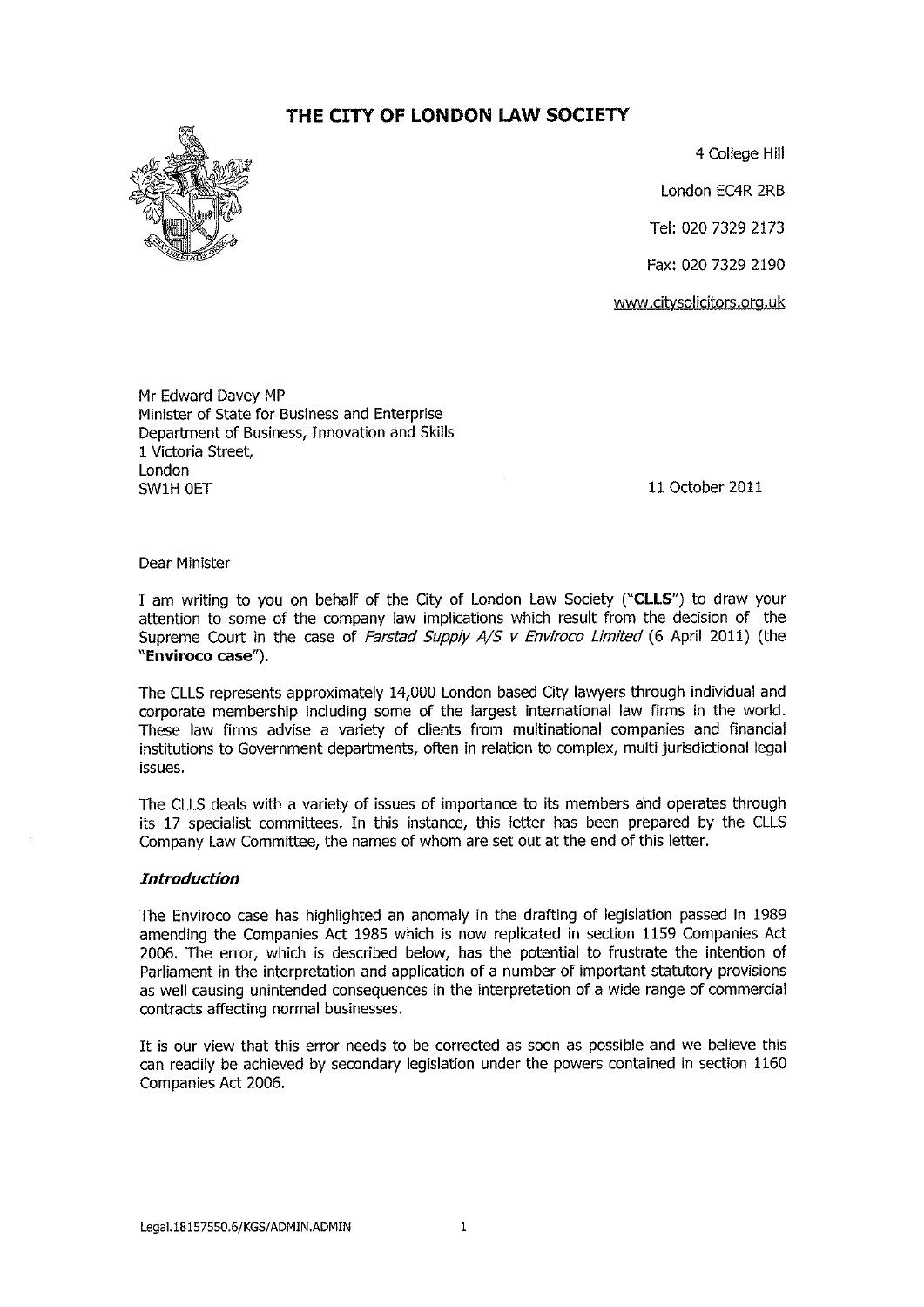# THE CITY OF LONDON LAW SOCIETY

4 College Hill

London EC4R 2RB

Tel: 020 7329 2173

Fax: 020 7329 2190

www.citysolicitors.org.uk

Mr Edward Davey MP
Minister of State for Business and Enterprise
Department of Business, Innovation and Skills
1 Victoria Street,
London
SW1H 0ET

11 October 2011

Dear Minister

I am writing to you on behalf of the City of London Law Society ("**CLLS**") to draw your attention to some of the company law implications which result from the decision of the Supreme Court in the case of *Farstad Supply A/S v Enviroco Limited* (6 April 2011) (the "**Enviroco case**").

The CLLS represents approximately 14,000 London based City lawyers through individual and corporate membership including some of the largest international law firms in the world. These law firms advise a variety of clients from multinational companies and financial institutions to Government departments, often in relation to complex, multi jurisdictional legal issues.

The CLLS deals with a variety of issues of importance to its members and operates through its 17 specialist committees. In this instance, this letter has been prepared by the CLLS Company Law Committee, the names of whom are set out at the end of this letter.

### *Introduction*

The Enviroco case has highlighted an anomaly in the drafting of legislation passed in 1989 amending the Companies Act 1985 which is now replicated in section 1159 Companies Act 2006. The error, which is described below, has the potential to frustrate the intention of Parliament in the interpretation and application of a number of important statutory provisions as well causing unintended consequences in the interpretation of a wide range of commercial contracts affecting normal businesses.

It is our view that this error needs to be corrected as soon as possible and we believe this can readily be achieved by secondary legislation under the powers contained in section 1160 Companies Act 2006.

Legal.18157550.6/KGS/ADMIN.ADMIN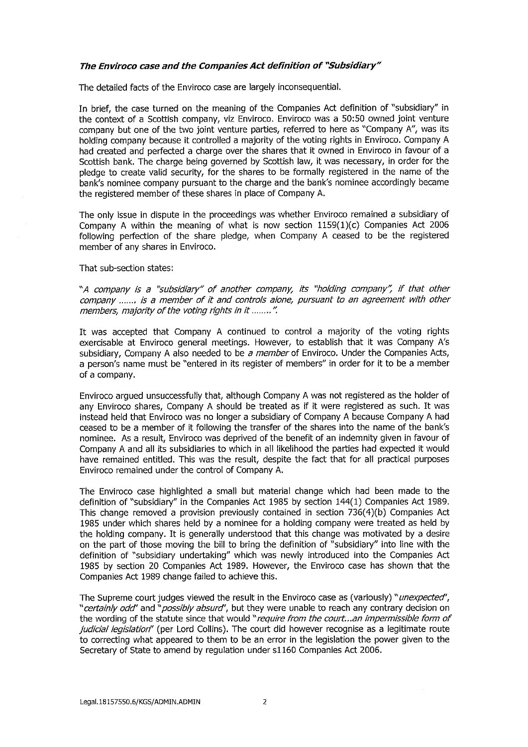### ***The Enviroco case and the Companies Act definition of "Subsidiary"***

The detailed facts of the Enviroco case are largely inconsequential.

In brief, the case turned on the meaning of the Companies Act definition of "subsidiary" in the context of a Scottish company, viz Enviroco. Enviroco was a 50:50 owned joint venture company but one of the two joint venture parties, referred to here as "Company A", was its holding company because it controlled a majority of the voting rights in Enviroco. Company A had created and perfected a charge over the shares that it owned in Enviroco in favour of a Scottish bank. The charge being governed by Scottish law, it was necessary, in order for the pledge to create valid security, for the shares to be formally registered in the name of the bank's nominee company pursuant to the charge and the bank's nominee accordingly became the registered member of these shares in place of Company A.

The only issue in dispute in the proceedings was whether Enviroco remained a subsidiary of Company A within the meaning of what is now section 1159(1)(c) Companies Act 2006 following perfection of the share pledge, when Company A ceased to be the registered member of any shares in Enviroco.

That sub-section states:

*"A company is a "subsidiary" of another company, its "holding company", if that other company ……, is a member of it and controls alone, pursuant to an agreement with other members, majority of the voting rights in it ……..".*

It was accepted that Company A continued to control a majority of the voting rights exercisable at Enviroco general meetings. However, to establish that it was Company A's subsidiary, Company A also needed to be *a member* of Enviroco. Under the Companies Acts, a person's name must be "entered in its register of members" in order for it to be a member of a company.

Enviroco argued unsuccessfully that, although Company A was not registered as the holder of any Enviroco shares, Company A should be treated as if it were registered as such. It was instead held that Enviroco was no longer a subsidiary of Company A because Company A had ceased to be a member of it following the transfer of the shares into the name of the bank's nominee. As a result, Enviroco was deprived of the benefit of an indemnity given in favour of Company A and all its subsidiaries to which in all likelihood the parties had expected it would have remained entitled. This was the result, despite the fact that for all practical purposes Enviroco remained under the control of Company A.

The Enviroco case highlighted a small but material change which had been made to the definition of "subsidiary" in the Companies Act 1985 by section 144(1) Companies Act 1989. This change removed a provision previously contained in section 736(4)(b) Companies Act 1985 under which shares held by a nominee for a holding company were treated as held by the holding company. It is generally understood that this change was motivated by a desire on the part of those moving the bill to bring the definition of "subsidiary" into line with the definition of "subsidiary undertaking" which was newly introduced into the Companies Act 1985 by section 20 Companies Act 1989. However, the Enviroco case has shown that the Companies Act 1989 change failed to achieve this.

The Supreme court judges viewed the result in the Enviroco case as (variously) "*unexpected*", "*certainly odd*" and "*possibly absurd*", but they were unable to reach any contrary decision on the wording of the statute since that would "*require from the court…an impermissible form of judicial legislation*" (per Lord Collins). The court did however recognise as a legitimate route to correcting what appeared to them to be an error in the legislation the power given to the Secretary of State to amend by regulation under s1160 Companies Act 2006.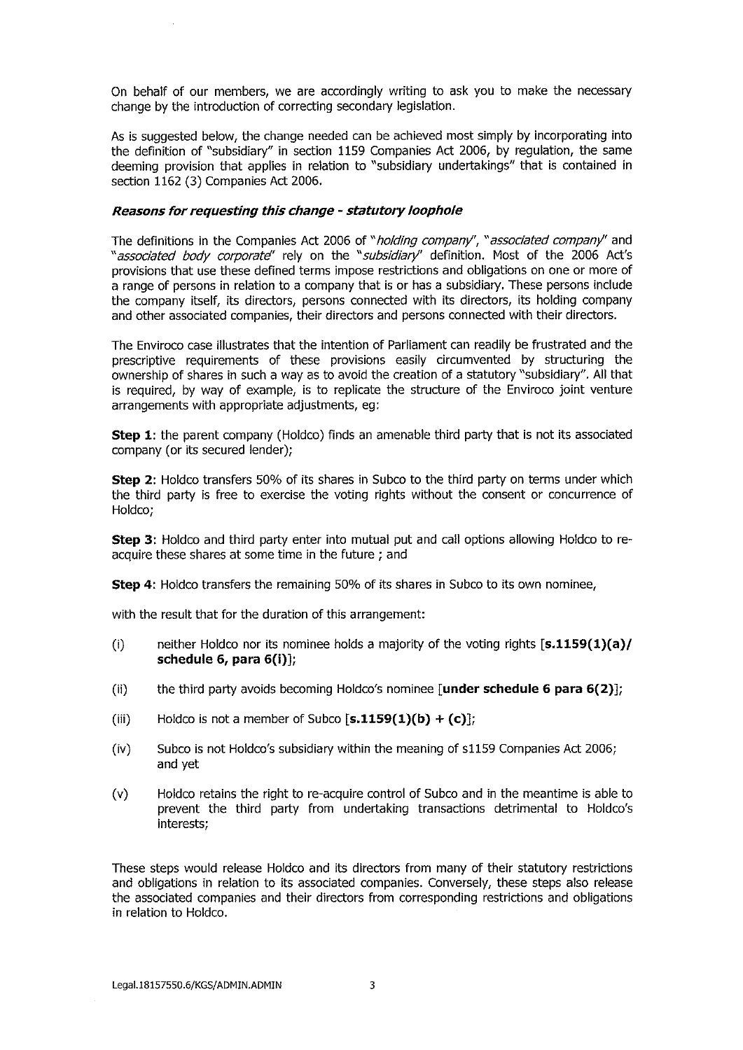On behalf of our members, we are accordingly writing to ask you to make the necessary change by the introduction of correcting secondary legislation.

As is suggested below, the change needed can be achieved most simply by incorporating into the definition of "subsidiary" in section 1159 Companies Act 2006, by regulation, the same deeming provision that applies in relation to "subsidiary undertakings" that is contained in section 1162 (3) Companies Act 2006.

### *Reasons for requesting this change - statutory loophole*

The definitions in the Companies Act 2006 of "*holding company*", "*associated company*" and "*associated body corporate*" rely on the "*subsidiary*" definition. Most of the 2006 Act's provisions that use these defined terms impose restrictions and obligations on one or more of a range of persons in relation to a company that is or has a subsidiary. These persons include the company itself, its directors, persons connected with its directors, its holding company and other associated companies, their directors and persons connected with their directors.

The Enviroco case illustrates that the intention of Parliament can readily be frustrated and the prescriptive requirements of these provisions easily circumvented by structuring the ownership of shares in such a way as to avoid the creation of a statutory "subsidiary". All that is required, by way of example, is to replicate the structure of the Enviroco joint venture arrangements with appropriate adjustments, eg:

**Step 1**: the parent company (Holdco) finds an amenable third party that is not its associated company (or its secured lender);

**Step 2**: Holdco transfers 50% of its shares in Subco to the third party on terms under which the third party is free to exercise the voting rights without the consent or concurrence of Holdco;

**Step 3**: Holdco and third party enter into mutual put and call options allowing Holdco to re-acquire these shares at some time in the future ; and

**Step 4**: Holdco transfers the remaining 50% of its shares in Subco to its own nominee,

with the result that for the duration of this arrangement:

(i) neither Holdco nor its nominee holds a majority of the voting rights [**s.1159(1)(a)/ schedule 6, para 6(i)**];

(ii) the third party avoids becoming Holdco's nominee [**under schedule 6 para 6(2)**];

(iii) Holdco is not a member of Subco [**s.1159(1)(b) + (c)**];

(iv) Subco is not Holdco's subsidiary within the meaning of s1159 Companies Act 2006; and yet

(v) Holdco retains the right to re-acquire control of Subco and in the meantime is able to prevent the third party from undertaking transactions detrimental to Holdco's interests;

These steps would release Holdco and its directors from many of their statutory restrictions and obligations in relation to its associated companies. Conversely, these steps also release the associated companies and their directors from corresponding restrictions and obligations in relation to Holdco.

Legal.18157550.6/KGS/ADMIN.ADMIN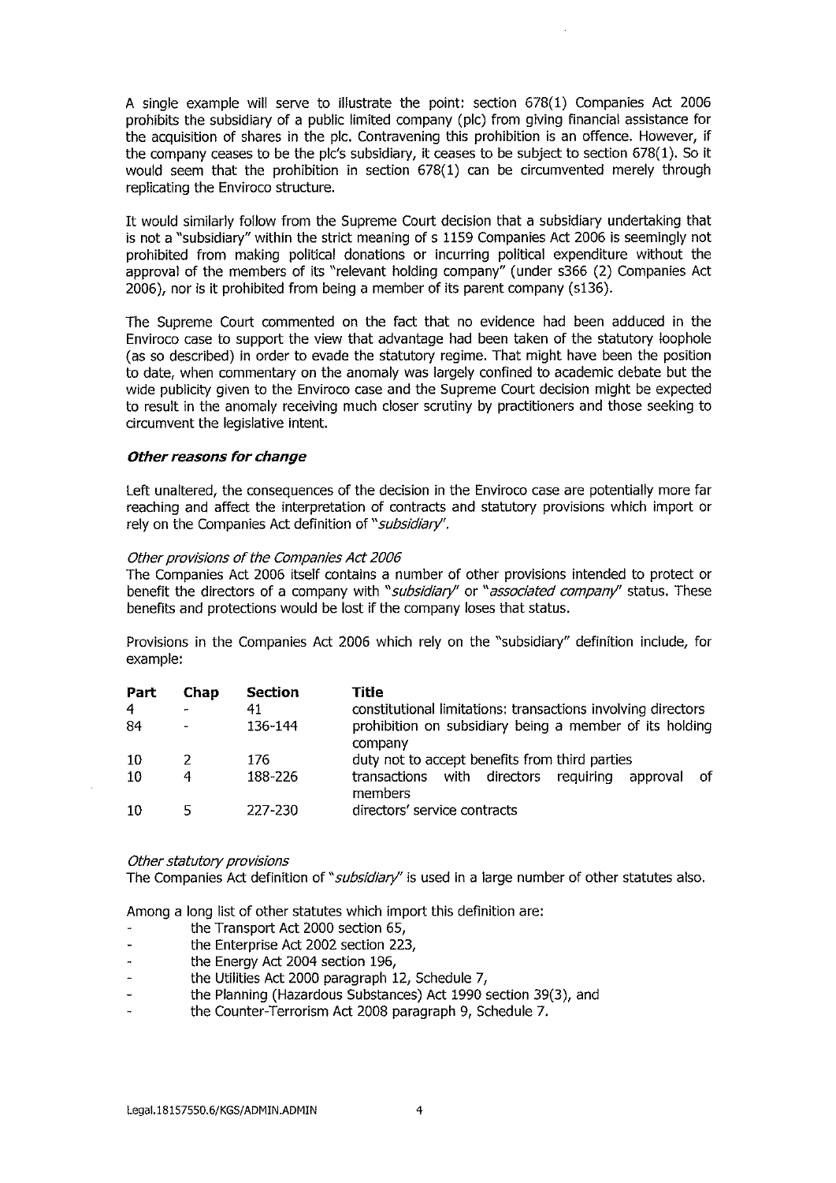A single example will serve to illustrate the point: section 678(1) Companies Act 2006 prohibits the subsidiary of a public limited company (plc) from giving financial assistance for the acquisition of shares in the plc. Contravening this prohibition is an offence. However, if the company ceases to be the plc's subsidiary, it ceases to be subject to section 678(1). So it would seem that the prohibition in section 678(1) can be circumvented merely through replicating the Enviroco structure.

It would similarly follow from the Supreme Court decision that a subsidiary undertaking that is not a "subsidiary" within the strict meaning of s 1159 Companies Act 2006 is seemingly not prohibited from making political donations or incurring political expenditure without the approval of the members of its "relevant holding company" (under s366 (2) Companies Act 2006), nor is it prohibited from being a member of its parent company (s136).

The Supreme Court commented on the fact that no evidence had been adduced in the Enviroco case to support the view that advantage had been taken of the statutory loophole (as so described) in order to evade the statutory regime. That might have been the position to date, when commentary on the anomaly was largely confined to academic debate but the wide publicity given to the Enviroco case and the Supreme Court decision might be expected to result in the anomaly receiving much closer scrutiny by practitioners and those seeking to circumvent the legislative intent.

***Other reasons for change***

Left unaltered, the consequences of the decision in the Enviroco case are potentially more far reaching and affect the interpretation of contracts and statutory provisions which import or rely on the Companies Act definition of "*subsidiary*".

*Other provisions of the Companies Act 2006*

The Companies Act 2006 itself contains a number of other provisions intended to protect or benefit the directors of a company with "*subsidiary*" or "*associated company*" status. These benefits and protections would be lost if the company loses that status.

Provisions in the Companies Act 2006 which rely on the "subsidiary" definition include, for example:

| Part | Chap | Section | Title |
|---|---|---|---|
| 4 | - | 41 | constitutional limitations: transactions involving directors |
| 84 | - | 136-144 | prohibition on subsidiary being a member of its holding company |
| 10 | 2 | 176 | duty not to accept benefits from third parties |
| 10 | 4 | 188-226 | transactions with directors requiring approval of members |
| 10 | 5 | 227-230 | directors' service contracts |

*Other statutory provisions*

The Companies Act definition of "*subsidiary*" is used in a large number of other statutes also.

Among a long list of other statutes which import this definition are:

- the Transport Act 2000 section 65,
- the Enterprise Act 2002 section 223,
- the Energy Act 2004 section 196,
- the Utilities Act 2000 paragraph 12, Schedule 7,
- the Planning (Hazardous Substances) Act 1990 section 39(3), and
- the Counter-Terrorism Act 2008 paragraph 9, Schedule 7.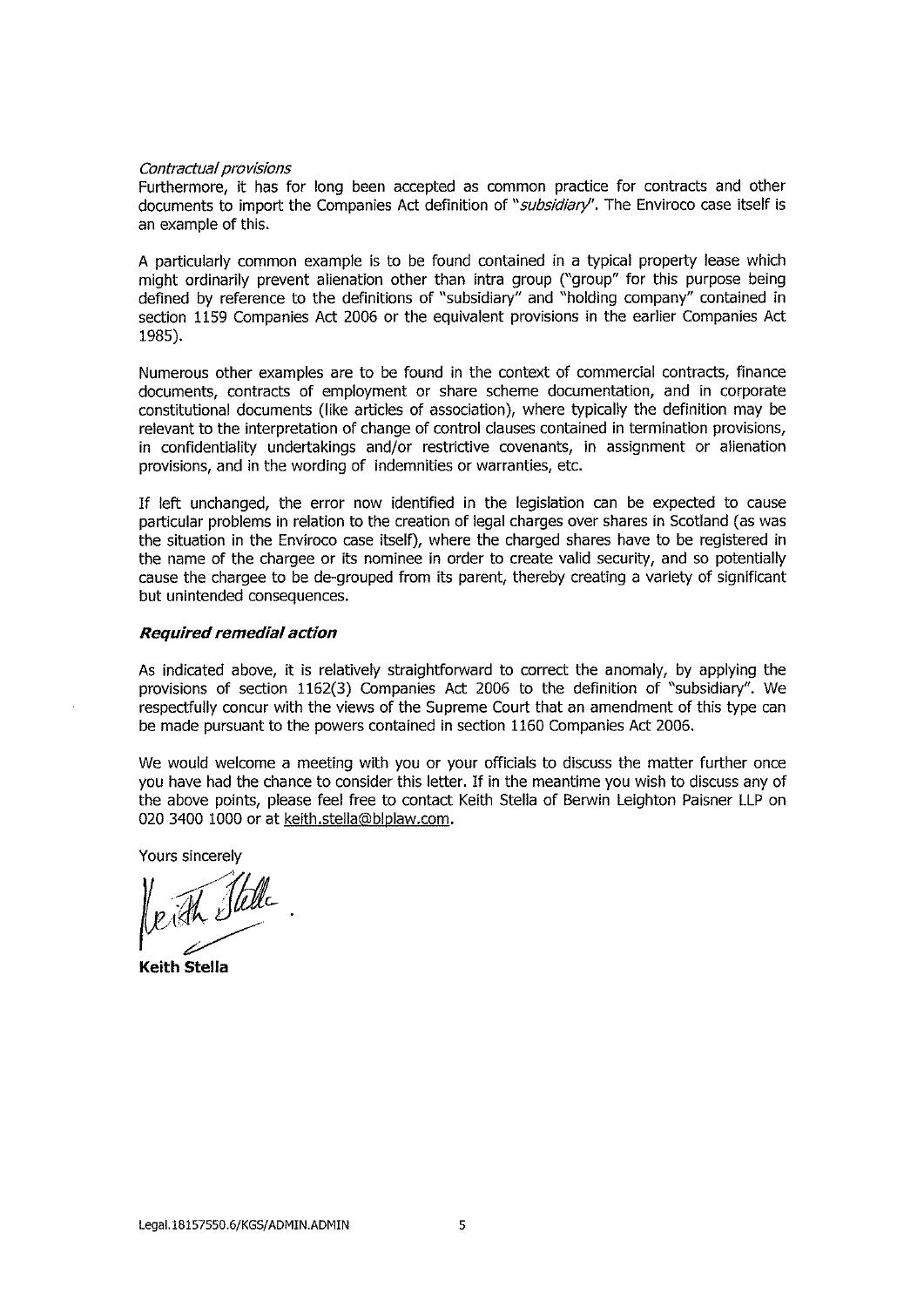*Contractual provisions*
Furthermore, it has for long been accepted as common practice for contracts and other documents to import the Companies Act definition of "*subsidiary*". The Enviroco case itself is an example of this.

A particularly common example is to be found contained in a typical property lease which might ordinarily prevent alienation other than intra group ("group" for this purpose being defined by reference to the definitions of "subsidiary" and "holding company" contained in section 1159 Companies Act 2006 or the equivalent provisions in the earlier Companies Act 1985).

Numerous other examples are to be found in the context of commercial contracts, finance documents, contracts of employment or share scheme documentation, and in corporate constitutional documents (like articles of association), where typically the definition may be relevant to the interpretation of change of control clauses contained in termination provisions, in confidentiality undertakings and/or restrictive covenants, in assignment or alienation provisions, and in the wording of indemnities or warranties, etc.

If left unchanged, the error now identified in the legislation can be expected to cause particular problems in relation to the creation of legal charges over shares in Scotland (as was the situation in the Enviroco case itself), where the charged shares have to be registered in the name of the chargee or its nominee in order to create valid security, and so potentially cause the chargee to be de-grouped from its parent, thereby creating a variety of significant but unintended consequences.

***Required remedial action***

As indicated above, it is relatively straightforward to correct the anomaly, by applying the provisions of section 1162(3) Companies Act 2006 to the definition of "subsidiary". We respectfully concur with the views of the Supreme Court that an amendment of this type can be made pursuant to the powers contained in section 1160 Companies Act 2006.

We would welcome a meeting with you or your officials to discuss the matter further once you have had the chance to consider this letter. If in the meantime you wish to discuss any of the above points, please feel free to contact Keith Stella of Berwin Leighton Paisner LLP on 020 3400 1000 or at keith.stella@blplaw.com.

Yours sincerely

**Keith Stella**

Legal.18157550.6/KGS/ADMIN.ADMIN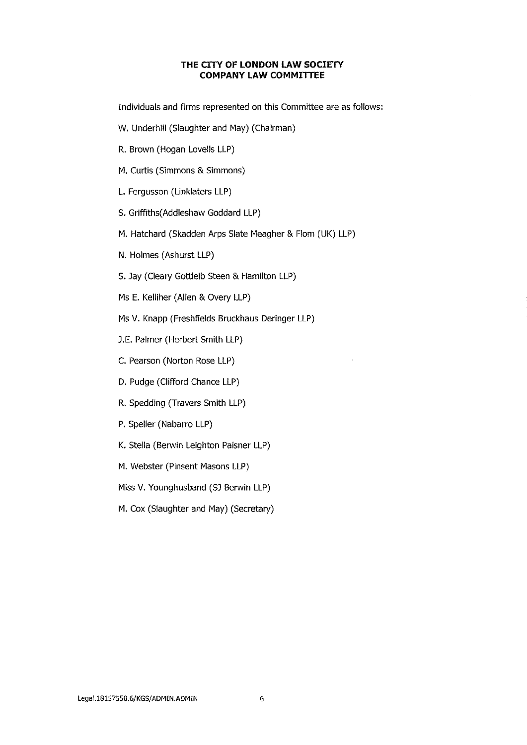**THE CITY OF LONDON LAW SOCIETY**
**COMPANY LAW COMMITTEE**

Individuals and firms represented on this Committee are as follows:

W. Underhill (Slaughter and May) (Chairman)

R. Brown (Hogan Lovells LLP)

M. Curtis (Simmons & Simmons)

L. Fergusson (Linklaters LLP)

S. Griffiths(Addleshaw Goddard LLP)

M. Hatchard (Skadden Arps Slate Meagher & Flom (UK) LLP)

N. Holmes (Ashurst LLP)

S. Jay (Cleary Gottleib Steen & Hamilton LLP)

Ms E. Kelliher (Allen & Overy LLP)

Ms V. Knapp (Freshfields Bruckhaus Deringer LLP)

J.E. Palmer (Herbert Smith LLP)

C. Pearson (Norton Rose LLP)

D. Pudge (Clifford Chance LLP)

R. Spedding (Travers Smith LLP)

P. Speller (Nabarro LLP)

K. Stella (Berwin Leighton Paisner LLP)

M. Webster (Pinsent Masons LLP)

Miss V. Younghusband (SJ Berwin LLP)

M. Cox (Slaughter and May) (Secretary)

Legal.18157550.6/KGS/ADMIN.ADMIN